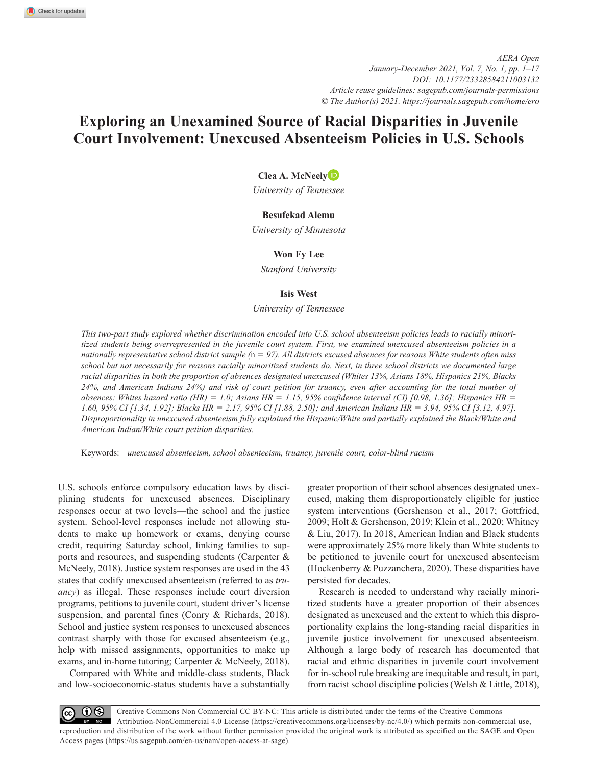# Exploring an Unexamined Source of Racial Disparities in Juvenile Court Involvement: Unexcused Absenteeism Policies in U.S. Schools

**Clea A. McNeely**
*University of Tennessee*

**Besufekad Alemu**
*University of Minnesota*

**Won Fy Lee**
*Stanford University*

**Isis West**
*University of Tennessee*

*This two-part study explored whether discrimination encoded into U.S. school absenteeism policies leads to racially minoritized students being overrepresented in the juvenile court system. First, we examined unexcused absenteeism policies in a nationally representative school district sample (*n *= 97). All districts excused absences for reasons White students often miss school but not necessarily for reasons racially minoritized students do. Next, in three school districts we documented large racial disparities in both the proportion of absences designated unexcused (Whites 13%, Asians 18%, Hispanics 21%, Blacks 24%, and American Indians 24%) and risk of court petition for truancy, even after accounting for the total number of absences: Whites hazard ratio (HR) = 1.0; Asians HR = 1.15, 95% confidence interval (CI) [0.98, 1.36]; Hispanics HR = 1.60, 95% CI [1.34, 1.92]; Blacks HR = 2.17, 95% CI [1.88, 2.50]; and American Indians HR = 3.94, 95% CI [3.12, 4.97]. Disproportionality in unexcused absenteeism fully explained the Hispanic/White and partially explained the Black/White and American Indian/White court petition disparities.*

Keywords: *unexcused absenteeism, school absenteeism, truancy, juvenile court, color-blind racism*

U.S. schools enforce compulsory education laws by disciplining students for unexcused absences. Disciplinary responses occur at two levels—the school and the justice system. School-level responses include not allowing students to make up homework or exams, denying course credit, requiring Saturday school, linking families to supports and resources, and suspending students (Carpenter & McNeely, 2018). Justice system responses are used in the 43 states that codify unexcused absenteeism (referred to as *truancy*) as illegal. These responses include court diversion programs, petitions to juvenile court, student driver's license suspension, and parental fines (Conry & Richards, 2018). School and justice system responses to unexcused absences contrast sharply with those for excused absenteeism (e.g., help with missed assignments, opportunities to make up exams, and in-home tutoring; Carpenter & McNeely, 2018).

Compared with White and middle-class students, Black and low-socioeconomic-status students have a substantially greater proportion of their school absences designated unexcused, making them disproportionately eligible for justice system interventions (Gershenson et al., 2017; Gottfried, 2009; Holt & Gershenson, 2019; Klein et al., 2020; Whitney & Liu, 2017). In 2018, American Indian and Black students were approximately 25% more likely than White students to be petitioned to juvenile court for unexcused absenteeism (Hockenberry & Puzzanchera, 2020). These disparities have persisted for decades.

Research is needed to understand why racially minoritized students have a greater proportion of their absences designated as unexcused and the extent to which this disproportionality explains the long-standing racial disparities in juvenile justice involvement for unexcused absenteeism. Although a large body of research has documented that racial and ethnic disparities in juvenile court involvement for in-school rule breaking are inequitable and result, in part, from racist school discipline policies (Welsh & Little, 2018),

Creative Commons Non Commercial CC BY-NC: This article is distributed under the terms of the Creative Commons Attribution-NonCommercial 4.0 License (https://creativecommons.org/licenses/by-nc/4.0/) which permits non-commercial use, reproduction and distribution of the work without further permission provided the original work is attributed as specified on the SAGE and Open Access pages (https://us.sagepub.com/en-us/nam/open-access-at-sage).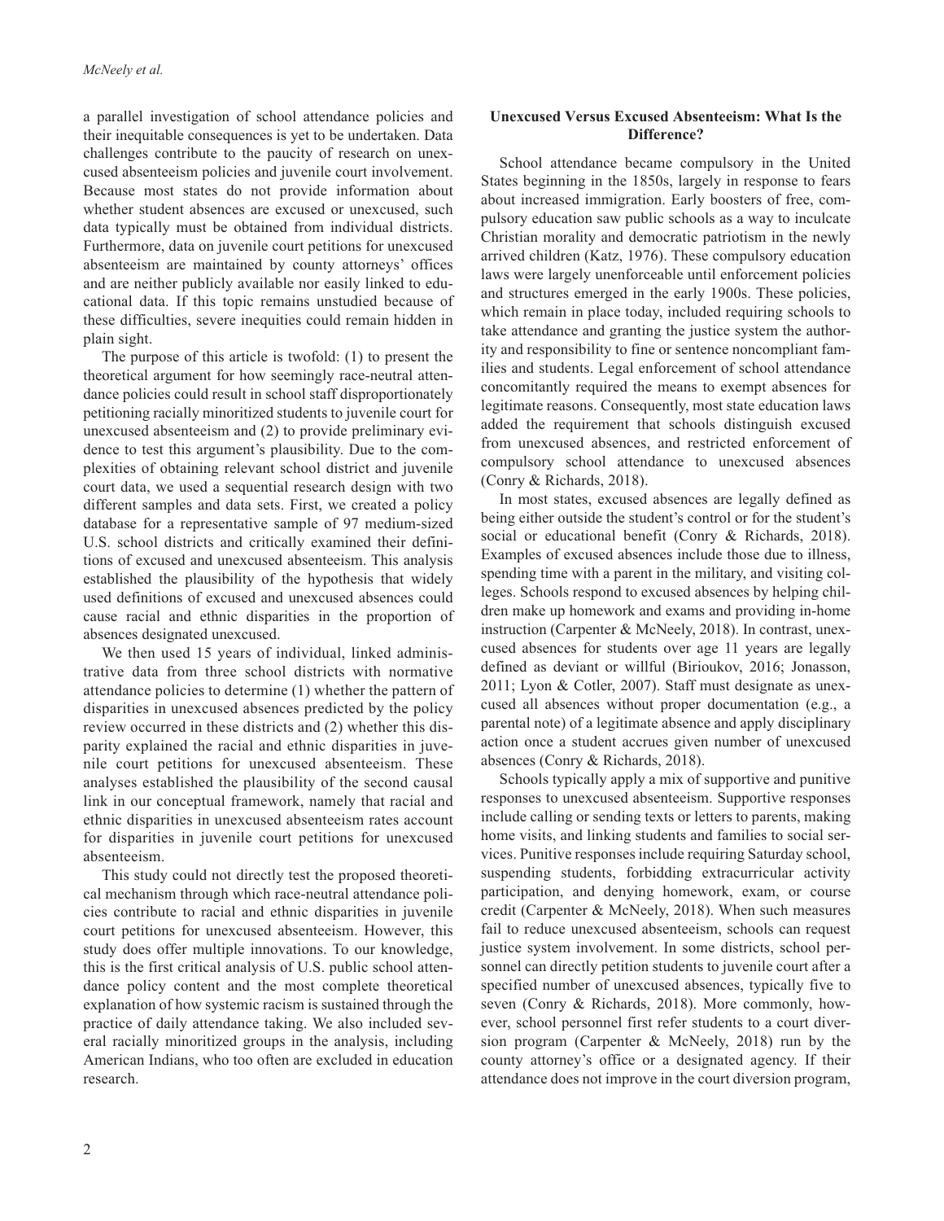a parallel investigation of school attendance policies and their inequitable consequences is yet to be undertaken. Data challenges contribute to the paucity of research on unexcused absenteeism policies and juvenile court involvement. Because most states do not provide information about whether student absences are excused or unexcused, such data typically must be obtained from individual districts. Furthermore, data on juvenile court petitions for unexcused absenteeism are maintained by county attorneys' offices and are neither publicly available nor easily linked to educational data. If this topic remains unstudied because of these difficulties, severe inequities could remain hidden in plain sight.

The purpose of this article is twofold: (1) to present the theoretical argument for how seemingly race-neutral attendance policies could result in school staff disproportionately petitioning racially minoritized students to juvenile court for unexcused absenteeism and (2) to provide preliminary evidence to test this argument's plausibility. Due to the complexities of obtaining relevant school district and juvenile court data, we used a sequential research design with two different samples and data sets. First, we created a policy database for a representative sample of 97 medium-sized U.S. school districts and critically examined their definitions of excused and unexcused absenteeism. This analysis established the plausibility of the hypothesis that widely used definitions of excused and unexcused absences could cause racial and ethnic disparities in the proportion of absences designated unexcused.

We then used 15 years of individual, linked administrative data from three school districts with normative attendance policies to determine (1) whether the pattern of disparities in unexcused absences predicted by the policy review occurred in these districts and (2) whether this disparity explained the racial and ethnic disparities in juvenile court petitions for unexcused absenteeism. These analyses established the plausibility of the second causal link in our conceptual framework, namely that racial and ethnic disparities in unexcused absenteeism rates account for disparities in juvenile court petitions for unexcused absenteeism.

This study could not directly test the proposed theoretical mechanism through which race-neutral attendance policies contribute to racial and ethnic disparities in juvenile court petitions for unexcused absenteeism. However, this study does offer multiple innovations. To our knowledge, this is the first critical analysis of U.S. public school attendance policy content and the most complete theoretical explanation of how systemic racism is sustained through the practice of daily attendance taking. We also included several racially minoritized groups in the analysis, including American Indians, who too often are excluded in education research.

## Unexcused Versus Excused Absenteeism: What Is the Difference?

School attendance became compulsory in the United States beginning in the 1850s, largely in response to fears about increased immigration. Early boosters of free, compulsory education saw public schools as a way to inculcate Christian morality and democratic patriotism in the newly arrived children (Katz, 1976). These compulsory education laws were largely unenforceable until enforcement policies and structures emerged in the early 1900s. These policies, which remain in place today, included requiring schools to take attendance and granting the justice system the authority and responsibility to fine or sentence noncompliant families and students. Legal enforcement of school attendance concomitantly required the means to exempt absences for legitimate reasons. Consequently, most state education laws added the requirement that schools distinguish excused from unexcused absences, and restricted enforcement of compulsory school attendance to unexcused absences (Conry & Richards, 2018).

In most states, excused absences are legally defined as being either outside the student's control or for the student's social or educational benefit (Conry & Richards, 2018). Examples of excused absences include those due to illness, spending time with a parent in the military, and visiting colleges. Schools respond to excused absences by helping children make up homework and exams and providing in-home instruction (Carpenter & McNeely, 2018). In contrast, unexcused absences for students over age 11 years are legally defined as deviant or willful (Birioukov, 2016; Jonasson, 2011; Lyon & Cotler, 2007). Staff must designate as unexcused all absences without proper documentation (e.g., a parental note) of a legitimate absence and apply disciplinary action once a student accrues given number of unexcused absences (Conry & Richards, 2018).

Schools typically apply a mix of supportive and punitive responses to unexcused absenteeism. Supportive responses include calling or sending texts or letters to parents, making home visits, and linking students and families to social services. Punitive responses include requiring Saturday school, suspending students, forbidding extracurricular activity participation, and denying homework, exam, or course credit (Carpenter & McNeely, 2018). When such measures fail to reduce unexcused absenteeism, schools can request justice system involvement. In some districts, school personnel can directly petition students to juvenile court after a specified number of unexcused absences, typically five to seven (Conry & Richards, 2018). More commonly, however, school personnel first refer students to a court diversion program (Carpenter & McNeely, 2018) run by the county attorney's office or a designated agency. If their attendance does not improve in the court diversion program,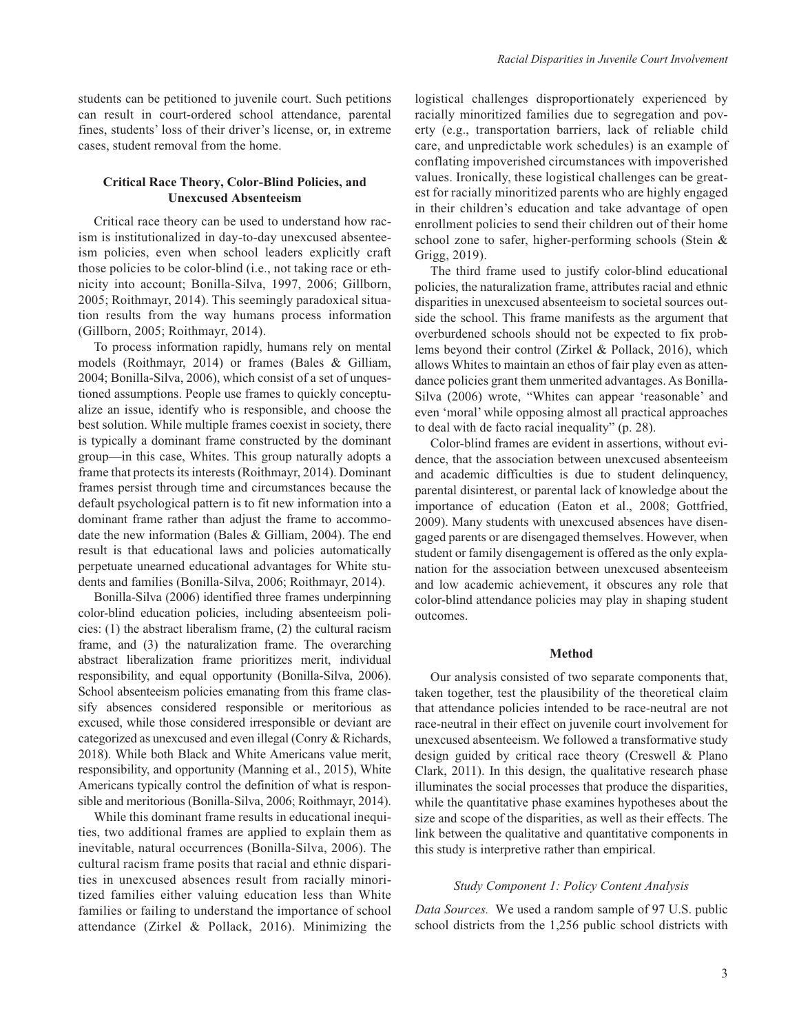students can be petitioned to juvenile court. Such petitions can result in court-ordered school attendance, parental fines, students' loss of their driver's license, or, in extreme cases, student removal from the home.

## Critical Race Theory, Color-Blind Policies, and Unexcused Absenteeism

Critical race theory can be used to understand how racism is institutionalized in day-to-day unexcused absenteeism policies, even when school leaders explicitly craft those policies to be color-blind (i.e., not taking race or ethnicity into account; Bonilla-Silva, 1997, 2006; Gillborn, 2005; Roithmayr, 2014). This seemingly paradoxical situation results from the way humans process information (Gillborn, 2005; Roithmayr, 2014).

To process information rapidly, humans rely on mental models (Roithmayr, 2014) or frames (Bales & Gilliam, 2004; Bonilla-Silva, 2006), which consist of a set of unquestioned assumptions. People use frames to quickly conceptualize an issue, identify who is responsible, and choose the best solution. While multiple frames coexist in society, there is typically a dominant frame constructed by the dominant group—in this case, Whites. This group naturally adopts a frame that protects its interests (Roithmayr, 2014). Dominant frames persist through time and circumstances because the default psychological pattern is to fit new information into a dominant frame rather than adjust the frame to accommodate the new information (Bales & Gilliam, 2004). The end result is that educational laws and policies automatically perpetuate unearned educational advantages for White students and families (Bonilla-Silva, 2006; Roithmayr, 2014).

Bonilla-Silva (2006) identified three frames underpinning color-blind education policies, including absenteeism policies: (1) the abstract liberalism frame, (2) the cultural racism frame, and (3) the naturalization frame. The overarching abstract liberalization frame prioritizes merit, individual responsibility, and equal opportunity (Bonilla-Silva, 2006). School absenteeism policies emanating from this frame classify absences considered responsible or meritorious as excused, while those considered irresponsible or deviant are categorized as unexcused and even illegal (Conry & Richards, 2018). While both Black and White Americans value merit, responsibility, and opportunity (Manning et al., 2015), White Americans typically control the definition of what is responsible and meritorious (Bonilla-Silva, 2006; Roithmayr, 2014).

While this dominant frame results in educational inequities, two additional frames are applied to explain them as inevitable, natural occurrences (Bonilla-Silva, 2006). The cultural racism frame posits that racial and ethnic disparities in unexcused absences result from racially minoritized families either valuing education less than White families or failing to understand the importance of school attendance (Zirkel & Pollack, 2016). Minimizing the logistical challenges disproportionately experienced by racially minoritized families due to segregation and poverty (e.g., transportation barriers, lack of reliable child care, and unpredictable work schedules) is an example of conflating impoverished circumstances with impoverished values. Ironically, these logistical challenges can be greatest for racially minoritized parents who are highly engaged in their children's education and take advantage of open enrollment policies to send their children out of their home school zone to safer, higher-performing schools (Stein & Grigg, 2019).

The third frame used to justify color-blind educational policies, the naturalization frame, attributes racial and ethnic disparities in unexcused absenteeism to societal sources outside the school. This frame manifests as the argument that overburdened schools should not be expected to fix problems beyond their control (Zirkel & Pollack, 2016), which allows Whites to maintain an ethos of fair play even as attendance policies grant them unmerited advantages. As Bonilla-Silva (2006) wrote, "Whites can appear 'reasonable' and even 'moral' while opposing almost all practical approaches to deal with de facto racial inequality" (p. 28).

Color-blind frames are evident in assertions, without evidence, that the association between unexcused absenteeism and academic difficulties is due to student delinquency, parental disinterest, or parental lack of knowledge about the importance of education (Eaton et al., 2008; Gottfried, 2009). Many students with unexcused absences have disengaged parents or are disengaged themselves. However, when student or family disengagement is offered as the only explanation for the association between unexcused absenteeism and low academic achievement, it obscures any role that color-blind attendance policies may play in shaping student outcomes.

## Method

Our analysis consisted of two separate components that, taken together, test the plausibility of the theoretical claim that attendance policies intended to be race-neutral are not race-neutral in their effect on juvenile court involvement for unexcused absenteeism. We followed a transformative study design guided by critical race theory (Creswell & Plano Clark, 2011). In this design, the qualitative research phase illuminates the social processes that produce the disparities, while the quantitative phase examines hypotheses about the size and scope of the disparities, as well as their effects. The link between the qualitative and quantitative components in this study is interpretive rather than empirical.

### *Study Component 1: Policy Content Analysis*

*Data Sources.* We used a random sample of 97 U.S. public school districts from the 1,256 public school districts with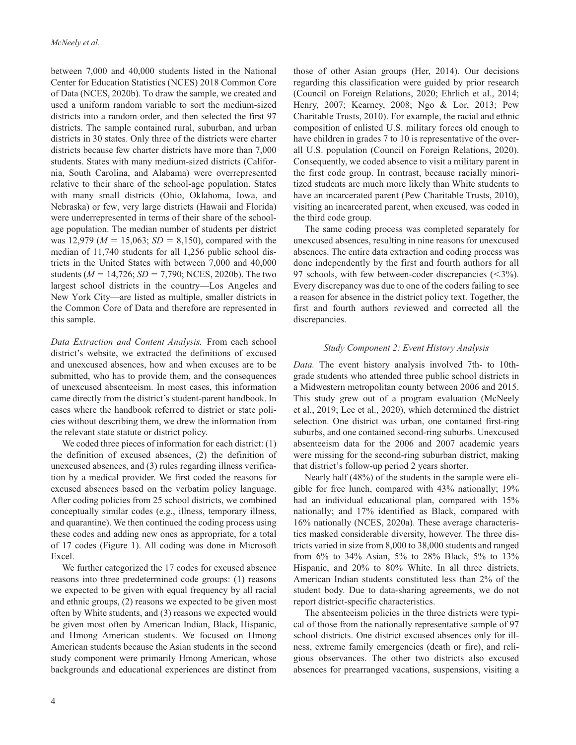between 7,000 and 40,000 students listed in the National Center for Education Statistics (NCES) 2018 Common Core of Data (NCES, 2020b). To draw the sample, we created and used a uniform random variable to sort the medium-sized districts into a random order, and then selected the first 97 districts. The sample contained rural, suburban, and urban districts in 30 states. Only three of the districts were charter districts because few charter districts have more than 7,000 students. States with many medium-sized districts (California, South Carolina, and Alabama) were overrepresented relative to their share of the school-age population. States with many small districts (Ohio, Oklahoma, Iowa, and Nebraska) or few, very large districts (Hawaii and Florida) were underrepresented in terms of their share of the school-age population. The median number of students per district was 12,979 ($M$ = 15,063; $SD$ = 8,150), compared with the median of 11,740 students for all 1,256 public school districts in the United States with between 7,000 and 40,000 students ($M$ = 14,726; $SD$ = 7,790; NCES, 2020b). The two largest school districts in the country—Los Angeles and New York City—are listed as multiple, smaller districts in the Common Core of Data and therefore are represented in this sample.

*Data Extraction and Content Analysis.* From each school district's website, we extracted the definitions of excused and unexcused absences, how and when excuses are to be submitted, who has to provide them, and the consequences of unexcused absenteeism. In most cases, this information came directly from the district's student-parent handbook. In cases where the handbook referred to district or state policies without describing them, we drew the information from the relevant state statute or district policy.

We coded three pieces of information for each district: (1) the definition of excused absences, (2) the definition of unexcused absences, and (3) rules regarding illness verification by a medical provider. We first coded the reasons for excused absences based on the verbatim policy language. After coding policies from 25 school districts, we combined conceptually similar codes (e.g., illness, temporary illness, and quarantine). We then continued the coding process using these codes and adding new ones as appropriate, for a total of 17 codes (Figure 1). All coding was done in Microsoft Excel.

We further categorized the 17 codes for excused absence reasons into three predetermined code groups: (1) reasons we expected to be given with equal frequency by all racial and ethnic groups, (2) reasons we expected to be given most often by White students, and (3) reasons we expected would be given most often by American Indian, Black, Hispanic, and Hmong American students. We focused on Hmong American students because the Asian students in the second study component were primarily Hmong American, whose backgrounds and educational experiences are distinct from those of other Asian groups (Her, 2014). Our decisions regarding this classification were guided by prior research (Council on Foreign Relations, 2020; Ehrlich et al., 2014; Henry, 2007; Kearney, 2008; Ngo & Lor, 2013; Pew Charitable Trusts, 2010). For example, the racial and ethnic composition of enlisted U.S. military forces old enough to have children in grades 7 to 10 is representative of the overall U.S. population (Council on Foreign Relations, 2020). Consequently, we coded absence to visit a military parent in the first code group. In contrast, because racially minoritized students are much more likely than White students to have an incarcerated parent (Pew Charitable Trusts, 2010), visiting an incarcerated parent, when excused, was coded in the third code group.

The same coding process was completed separately for unexcused absences, resulting in nine reasons for unexcused absences. The entire data extraction and coding process was done independently by the first and fourth authors for all 97 schools, with few between-coder discrepancies (<3%). Every discrepancy was due to one of the coders failing to see a reason for absence in the district policy text. Together, the first and fourth authors reviewed and corrected all the discrepancies.

### *Study Component 2: Event History Analysis*

*Data.* The event history analysis involved 7th- to 10th-grade students who attended three public school districts in a Midwestern metropolitan county between 2006 and 2015. This study grew out of a program evaluation (McNeely et al., 2019; Lee et al., 2020), which determined the district selection. One district was urban, one contained first-ring suburbs, and one contained second-ring suburbs. Unexcused absenteeism data for the 2006 and 2007 academic years were missing for the second-ring suburban district, making that district's follow-up period 2 years shorter.

Nearly half (48%) of the students in the sample were eligible for free lunch, compared with 43% nationally; 19% had an individual educational plan, compared with 15% nationally; and 17% identified as Black, compared with 16% nationally (NCES, 2020a). These average characteristics masked considerable diversity, however. The three districts varied in size from 8,000 to 38,000 students and ranged from 6% to 34% Asian, 5% to 28% Black, 5% to 13% Hispanic, and 20% to 80% White. In all three districts, American Indian students constituted less than 2% of the student body. Due to data-sharing agreements, we do not report district-specific characteristics.

The absenteeism policies in the three districts were typical of those from the nationally representative sample of 97 school districts. One district excused absences only for illness, extreme family emergencies (death or fire), and religious observances. The other two districts also excused absences for prearranged vacations, suspensions, visiting a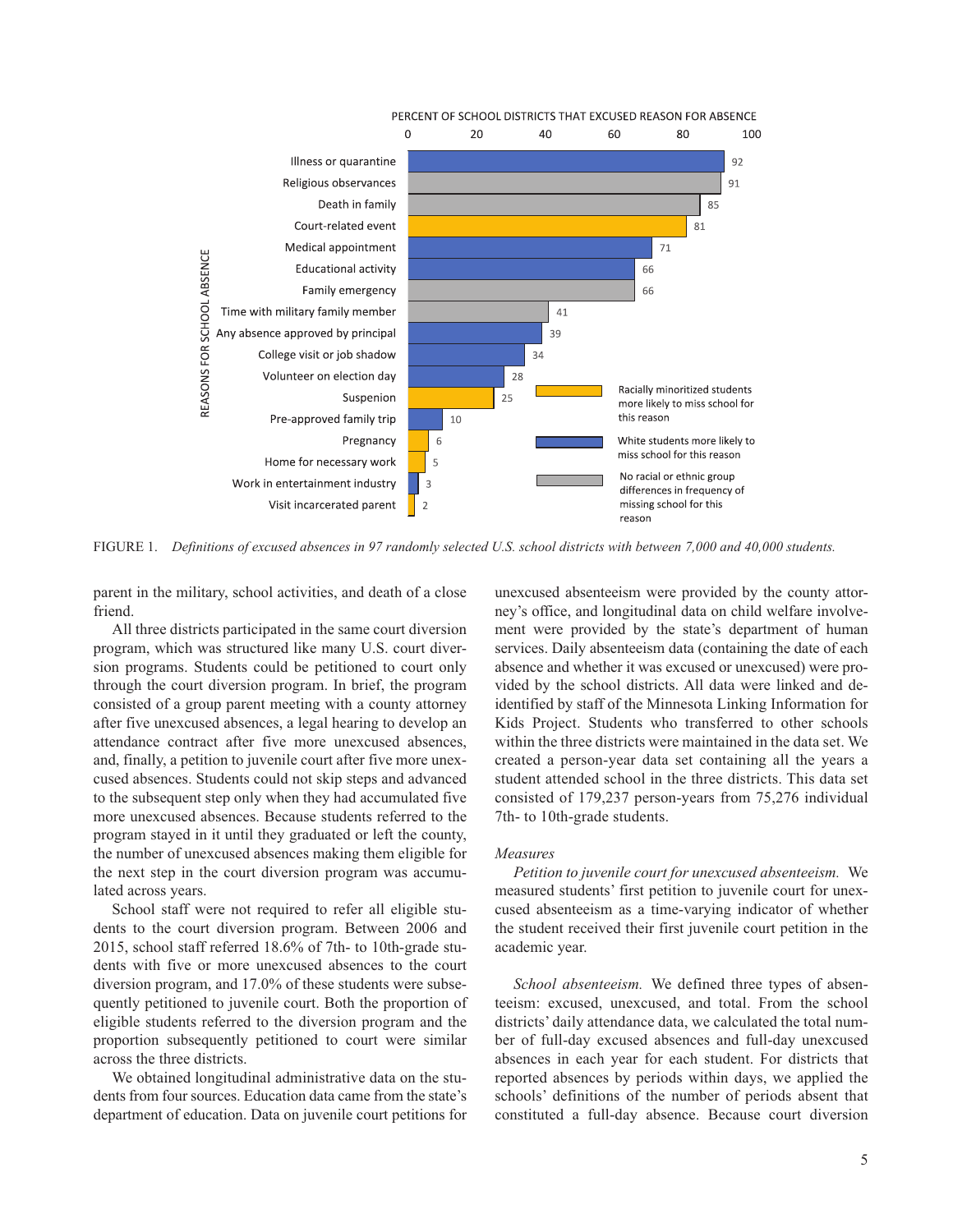| Reason for school absence | Percent of school districts that excused reason for absence | Group more likely to miss school for this reason |
|---|---|---|
| Illness or quarantine | 92 | White students |
| Religious observances | 91 | No racial or ethnic group differences |
| Death in family | 85 | No racial or ethnic group differences |
| Court-related event | 81 | Racially minoritized students |
| Medical appointment | 71 | White students |
| Educational activity | 66 | White students |
| Family emergency | 66 | No racial or ethnic group differences |
| Time with military family member | 41 | No racial or ethnic group differences |
| Any absence approved by principal | 39 | White students |
| College visit or job shadow | 34 | White students |
| Volunteer on election day | 28 | White students |
| Suspension | 25 | Racially minoritized students |
| Pre-approved family trip | 10 | White students |
| Pregnancy | 6 | Racially minoritized students |
| Home for necessary work | 5 | Racially minoritized students |
| Work in entertainment industry | 3 | White students |
| Visit incarcerated parent | 2 | Racially minoritized students |

FIGURE 1. *Definitions of excused absences in 97 randomly selected U.S. school districts with between 7,000 and 40,000 students.*

parent in the military, school activities, and death of a close friend.

All three districts participated in the same court diversion program, which was structured like many U.S. court diversion programs. Students could be petitioned to court only through the court diversion program. In brief, the program consisted of a group parent meeting with a county attorney after five unexcused absences, a legal hearing to develop an attendance contract after five more unexcused absences, and, finally, a petition to juvenile court after five more unexcused absences. Students could not skip steps and advanced to the subsequent step only when they had accumulated five more unexcused absences. Because students referred to the program stayed in it until they graduated or left the county, the number of unexcused absences making them eligible for the next step in the court diversion program was accumulated across years.

School staff were not required to refer all eligible students to the court diversion program. Between 2006 and 2015, school staff referred 18.6% of 7th- to 10th-grade students with five or more unexcused absences to the court diversion program, and 17.0% of these students were subsequently petitioned to juvenile court. Both the proportion of eligible students referred to the diversion program and the proportion subsequently petitioned to court were similar across the three districts.

We obtained longitudinal administrative data on the students from four sources. Education data came from the state's department of education. Data on juvenile court petitions for unexcused absenteeism were provided by the county attorney's office, and longitudinal data on child welfare involvement were provided by the state's department of human services. Daily absenteeism data (containing the date of each absence and whether it was excused or unexcused) were provided by the school districts. All data were linked and de-identified by staff of the Minnesota Linking Information for Kids Project. Students who transferred to other schools within the three districts were maintained in the data set. We created a person-year data set containing all the years a student attended school in the three districts. This data set consisted of 179,237 person-years from 75,276 individual 7th- to 10th-grade students.

### *Measures*

*Petition to juvenile court for unexcused absenteeism.* We measured students' first petition to juvenile court for unexcused absenteeism as a time-varying indicator of whether the student received their first juvenile court petition in the academic year.

*School absenteeism.* We defined three types of absenteeism: excused, unexcused, and total. From the school districts' daily attendance data, we calculated the total number of full-day excused absences and full-day unexcused absences in each year for each student. For districts that reported absences by periods within days, we applied the schools' definitions of the number of periods absent that constituted a full-day absence. Because court diversion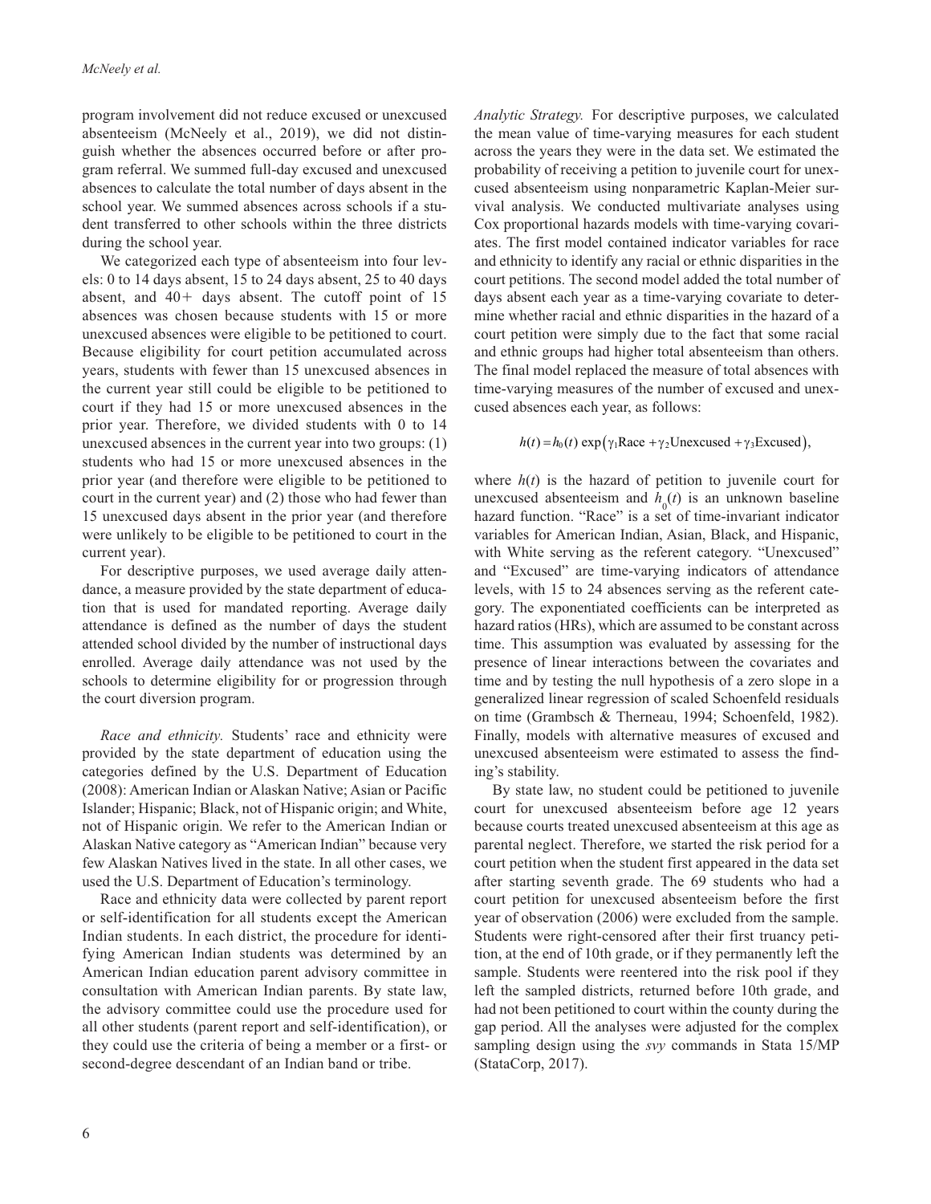program involvement did not reduce excused or unexcused absenteeism (McNeely et al., 2019), we did not distinguish whether the absences occurred before or after program referral. We summed full-day excused and unexcused absences to calculate the total number of days absent in the school year. We summed absences across schools if a student transferred to other schools within the three districts during the school year.

We categorized each type of absenteeism into four levels: 0 to 14 days absent, 15 to 24 days absent, 25 to 40 days absent, and 40+ days absent. The cutoff point of 15 absences was chosen because students with 15 or more unexcused absences were eligible to be petitioned to court. Because eligibility for court petition accumulated across years, students with fewer than 15 unexcused absences in the current year still could be eligible to be petitioned to court if they had 15 or more unexcused absences in the prior year. Therefore, we divided students with 0 to 14 unexcused absences in the current year into two groups: (1) students who had 15 or more unexcused absences in the prior year (and therefore were eligible to be petitioned to court in the current year) and (2) those who had fewer than 15 unexcused days absent in the prior year (and therefore were unlikely to be eligible to be petitioned to court in the current year).

For descriptive purposes, we used average daily attendance, a measure provided by the state department of education that is used for mandated reporting. Average daily attendance is defined as the number of days the student attended school divided by the number of instructional days enrolled. Average daily attendance was not used by the schools to determine eligibility for or progression through the court diversion program.

*Race and ethnicity.* Students' race and ethnicity were provided by the state department of education using the categories defined by the U.S. Department of Education (2008): American Indian or Alaskan Native; Asian or Pacific Islander; Hispanic; Black, not of Hispanic origin; and White, not of Hispanic origin. We refer to the American Indian or Alaskan Native category as "American Indian" because very few Alaskan Natives lived in the state. In all other cases, we used the U.S. Department of Education's terminology.

Race and ethnicity data were collected by parent report or self-identification for all students except the American Indian students. In each district, the procedure for identifying American Indian students was determined by an American Indian education parent advisory committee in consultation with American Indian parents. By state law, the advisory committee could use the procedure used for all other students (parent report and self-identification), or they could use the criteria of being a member or a first- or second-degree descendant of an Indian band or tribe.

*Analytic Strategy.* For descriptive purposes, we calculated the mean value of time-varying measures for each student across the years they were in the data set. We estimated the probability of receiving a petition to juvenile court for unexcused absenteeism using nonparametric Kaplan-Meier survival analysis. We conducted multivariate analyses using Cox proportional hazards models with time-varying covariates. The first model contained indicator variables for race and ethnicity to identify any racial or ethnic disparities in the court petitions. The second model added the total number of days absent each year as a time-varying covariate to determine whether racial and ethnic disparities in the hazard of a court petition were simply due to the fact that some racial and ethnic groups had higher total absenteeism than others. The final model replaced the measure of total absences with time-varying measures of the number of excused and unexcused absences each year, as follows:

$$h(t) = h_0(t)\exp\left(\gamma_1\text{Race} + \gamma_2\text{Unexcused} + \gamma_3\text{Excused}\right),$$

where $h(t)$ is the hazard of petition to juvenile court for unexcused absenteeism and $h_0(t)$ is an unknown baseline hazard function. "Race" is a set of time-invariant indicator variables for American Indian, Asian, Black, and Hispanic, with White serving as the referent category. "Unexcused" and "Excused" are time-varying indicators of attendance levels, with 15 to 24 absences serving as the referent category. The exponentiated coefficients can be interpreted as hazard ratios (HRs), which are assumed to be constant across time. This assumption was evaluated by assessing for the presence of linear interactions between the covariates and time and by testing the null hypothesis of a zero slope in a generalized linear regression of scaled Schoenfeld residuals on time (Grambsch & Therneau, 1994; Schoenfeld, 1982). Finally, models with alternative measures of excused and unexcused absenteeism were estimated to assess the finding's stability.

By state law, no student could be petitioned to juvenile court for unexcused absenteeism before age 12 years because courts treated unexcused absenteeism at this age as parental neglect. Therefore, we started the risk period for a court petition when the student first appeared in the data set after starting seventh grade. The 69 students who had a court petition for unexcused absenteeism before the first year of observation (2006) were excluded from the sample. Students were right-censored after their first truancy petition, at the end of 10th grade, or if they permanently left the sample. Students were reentered into the risk pool if they left the sampled districts, returned before 10th grade, and had not been petitioned to court within the county during the gap period. All the analyses were adjusted for the complex sampling design using the *svy* commands in Stata 15/MP (StataCorp, 2017).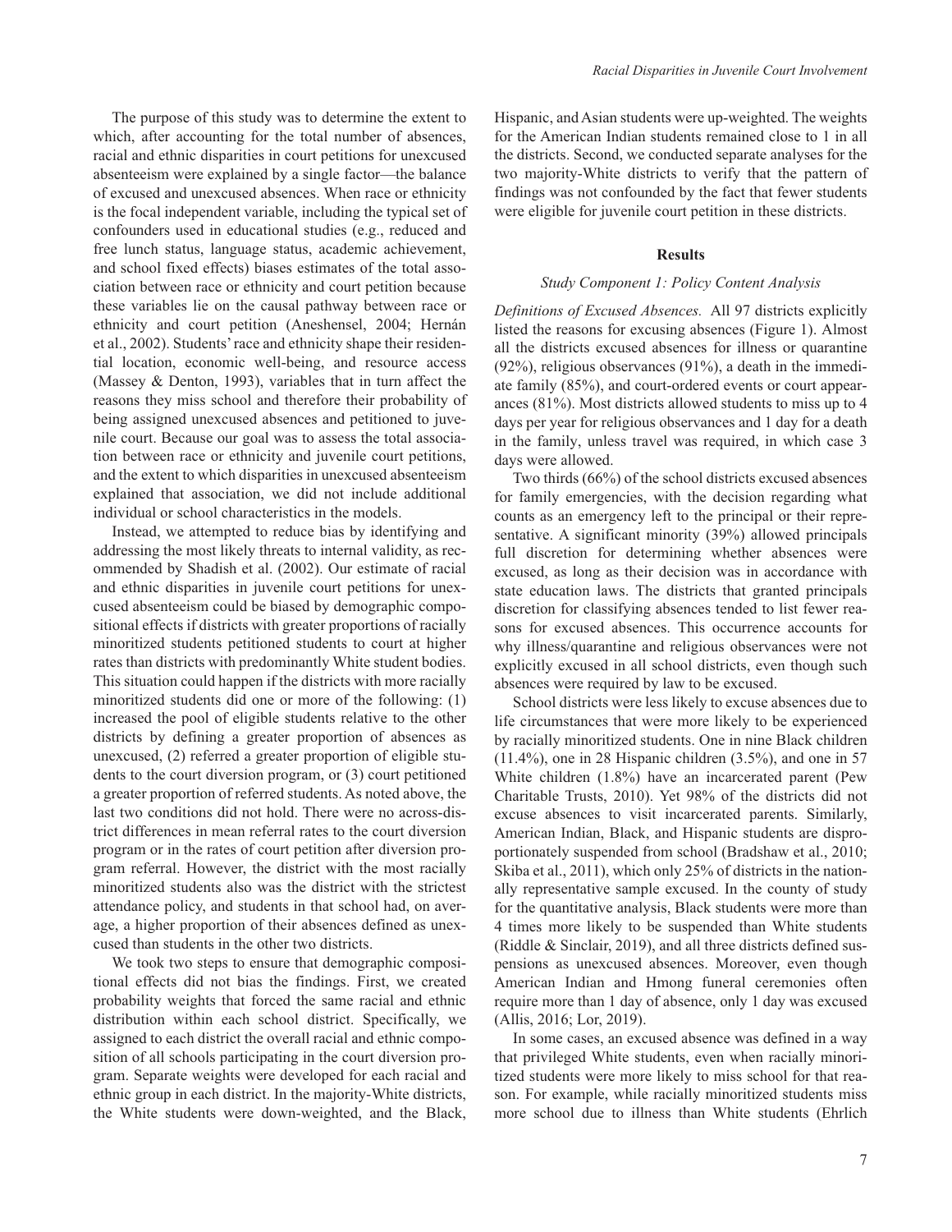The purpose of this study was to determine the extent to which, after accounting for the total number of absences, racial and ethnic disparities in court petitions for unexcused absenteeism were explained by a single factor—the balance of excused and unexcused absences. When race or ethnicity is the focal independent variable, including the typical set of confounders used in educational studies (e.g., reduced and free lunch status, language status, academic achievement, and school fixed effects) biases estimates of the total association between race or ethnicity and court petition because these variables lie on the causal pathway between race or ethnicity and court petition (Aneshensel, 2004; Hernán et al., 2002). Students' race and ethnicity shape their residential location, economic well-being, and resource access (Massey & Denton, 1993), variables that in turn affect the reasons they miss school and therefore their probability of being assigned unexcused absences and petitioned to juvenile court. Because our goal was to assess the total association between race or ethnicity and juvenile court petitions, and the extent to which disparities in unexcused absenteeism explained that association, we did not include additional individual or school characteristics in the models.

Instead, we attempted to reduce bias by identifying and addressing the most likely threats to internal validity, as recommended by Shadish et al. (2002). Our estimate of racial and ethnic disparities in juvenile court petitions for unexcused absenteeism could be biased by demographic compositional effects if districts with greater proportions of racially minoritized students petitioned students to court at higher rates than districts with predominantly White student bodies. This situation could happen if the districts with more racially minoritized students did one or more of the following: (1) increased the pool of eligible students relative to the other districts by defining a greater proportion of absences as unexcused, (2) referred a greater proportion of eligible students to the court diversion program, or (3) court petitioned a greater proportion of referred students. As noted above, the last two conditions did not hold. There were no across-district differences in mean referral rates to the court diversion program or in the rates of court petition after diversion program referral. However, the district with the most racially minoritized students also was the district with the strictest attendance policy, and students in that school had, on average, a higher proportion of their absences defined as unexcused than students in the other two districts.

We took two steps to ensure that demographic compositional effects did not bias the findings. First, we created probability weights that forced the same racial and ethnic distribution within each school district. Specifically, we assigned to each district the overall racial and ethnic composition of all schools participating in the court diversion program. Separate weights were developed for each racial and ethnic group in each district. In the majority-White districts, the White students were down-weighted, and the Black, Hispanic, and Asian students were up-weighted. The weights for the American Indian students remained close to 1 in all the districts. Second, we conducted separate analyses for the two majority-White districts to verify that the pattern of findings was not confounded by the fact that fewer students were eligible for juvenile court petition in these districts.

## Results

### Study Component 1: Policy Content Analysis

*Definitions of Excused Absences.* All 97 districts explicitly listed the reasons for excusing absences (Figure 1). Almost all the districts excused absences for illness or quarantine (92%), religious observances (91%), a death in the immediate family (85%), and court-ordered events or court appearances (81%). Most districts allowed students to miss up to 4 days per year for religious observances and 1 day for a death in the family, unless travel was required, in which case 3 days were allowed.

Two thirds (66%) of the school districts excused absences for family emergencies, with the decision regarding what counts as an emergency left to the principal or their representative. A significant minority (39%) allowed principals full discretion for determining whether absences were excused, as long as their decision was in accordance with state education laws. The districts that granted principals discretion for classifying absences tended to list fewer reasons for excused absences. This occurrence accounts for why illness/quarantine and religious observances were not explicitly excused in all school districts, even though such absences were required by law to be excused.

School districts were less likely to excuse absences due to life circumstances that were more likely to be experienced by racially minoritized students. One in nine Black children (11.4%), one in 28 Hispanic children (3.5%), and one in 57 White children (1.8%) have an incarcerated parent (Pew Charitable Trusts, 2010). Yet 98% of the districts did not excuse absences to visit incarcerated parents. Similarly, American Indian, Black, and Hispanic students are disproportionately suspended from school (Bradshaw et al., 2010; Skiba et al., 2011), which only 25% of districts in the nationally representative sample excused. In the county of study for the quantitative analysis, Black students were more than 4 times more likely to be suspended than White students (Riddle & Sinclair, 2019), and all three districts defined suspensions as unexcused absences. Moreover, even though American Indian and Hmong funeral ceremonies often require more than 1 day of absence, only 1 day was excused (Allis, 2016; Lor, 2019).

In some cases, an excused absence was defined in a way that privileged White students, even when racially minoritized students were more likely to miss school for that reason. For example, while racially minoritized students miss more school due to illness than White students (Ehrlich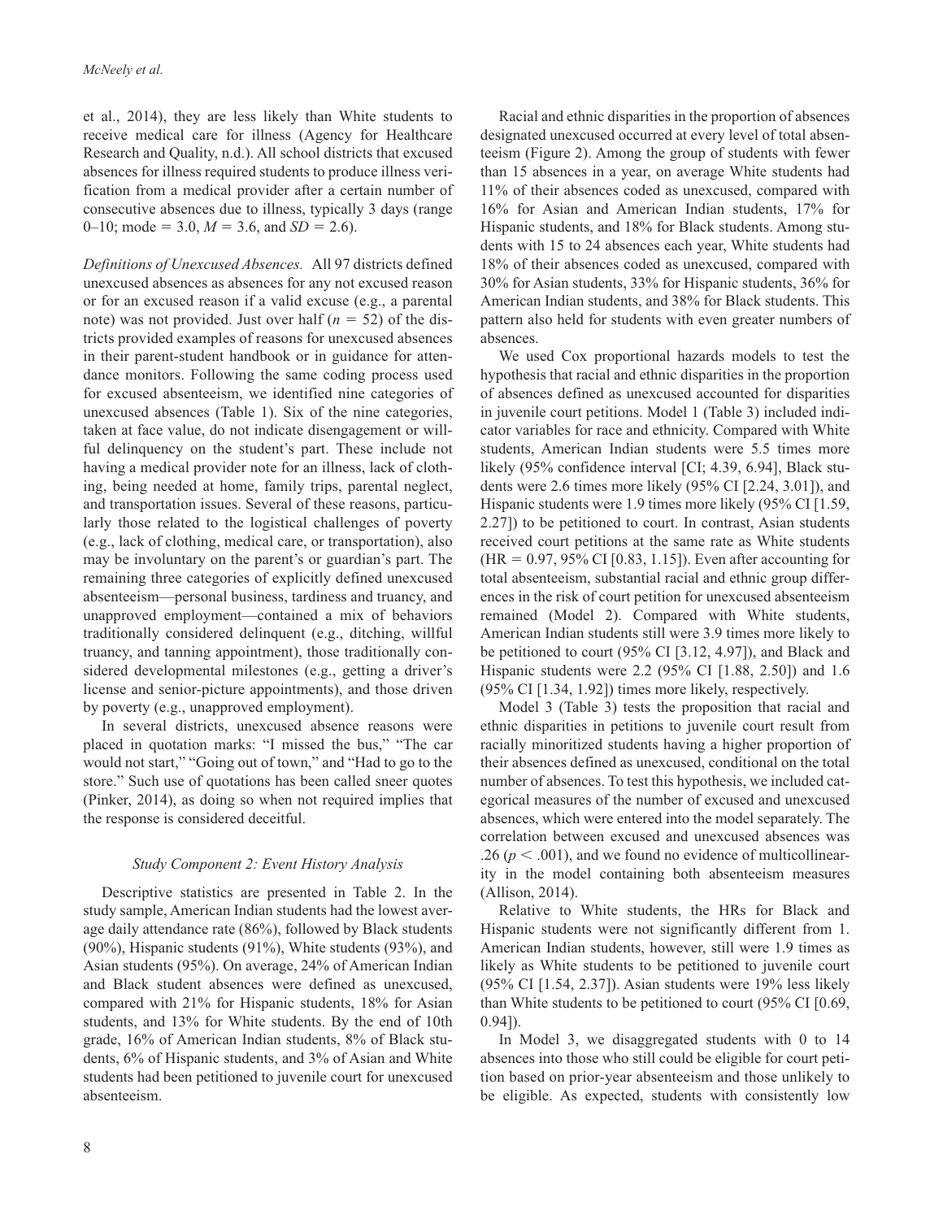et al., 2014), they are less likely than White students to receive medical care for illness (Agency for Healthcare Research and Quality, n.d.). All school districts that excused absences for illness required students to produce illness verification from a medical provider after a certain number of consecutive absences due to illness, typically 3 days (range 0–10; mode = 3.0, $M = 3.6$, and $SD = 2.6$).

*Definitions of Unexcused Absences.* All 97 districts defined unexcused absences as absences for any not excused reason or for an excused reason if a valid excuse (e.g., a parental note) was not provided. Just over half ($n = 52$) of the districts provided examples of reasons for unexcused absences in their parent-student handbook or in guidance for attendance monitors. Following the same coding process used for excused absenteeism, we identified nine categories of unexcused absences (Table 1). Six of the nine categories, taken at face value, do not indicate disengagement or willful delinquency on the student's part. These include not having a medical provider note for an illness, lack of clothing, being needed at home, family trips, parental neglect, and transportation issues. Several of these reasons, particularly those related to the logistical challenges of poverty (e.g., lack of clothing, medical care, or transportation), also may be involuntary on the parent's or guardian's part. The remaining three categories of explicitly defined unexcused absenteeism—personal business, tardiness and truancy, and unapproved employment—contained a mix of behaviors traditionally considered delinquent (e.g., ditching, willful truancy, and tanning appointment), those traditionally considered developmental milestones (e.g., getting a driver's license and senior-picture appointments), and those driven by poverty (e.g., unapproved employment).

In several districts, unexcused absence reasons were placed in quotation marks: "I missed the bus," "The car would not start," "Going out of town," and "Had to go to the store." Such use of quotations has been called sneer quotes (Pinker, 2014), as doing so when not required implies that the response is considered deceitful.

### *Study Component 2: Event History Analysis*

Descriptive statistics are presented in Table 2. In the study sample, American Indian students had the lowest average daily attendance rate (86%), followed by Black students (90%), Hispanic students (91%), White students (93%), and Asian students (95%). On average, 24% of American Indian and Black student absences were defined as unexcused, compared with 21% for Hispanic students, 18% for Asian students, and 13% for White students. By the end of 10th grade, 16% of American Indian students, 8% of Black students, 6% of Hispanic students, and 3% of Asian and White students had been petitioned to juvenile court for unexcused absenteeism.

Racial and ethnic disparities in the proportion of absences designated unexcused occurred at every level of total absenteeism (Figure 2). Among the group of students with fewer than 15 absences in a year, on average White students had 11% of their absences coded as unexcused, compared with 16% for Asian and American Indian students, 17% for Hispanic students, and 18% for Black students. Among students with 15 to 24 absences each year, White students had 18% of their absences coded as unexcused, compared with 30% for Asian students, 33% for Hispanic students, 36% for American Indian students, and 38% for Black students. This pattern also held for students with even greater numbers of absences.

We used Cox proportional hazards models to test the hypothesis that racial and ethnic disparities in the proportion of absences defined as unexcused accounted for disparities in juvenile court petitions. Model 1 (Table 3) included indicator variables for race and ethnicity. Compared with White students, American Indian students were 5.5 times more likely (95% confidence interval [CI; 4.39, 6.94], Black students were 2.6 times more likely (95% CI [2.24, 3.01]), and Hispanic students were 1.9 times more likely (95% CI [1.59, 2.27]) to be petitioned to court. In contrast, Asian students received court petitions at the same rate as White students (HR = 0.97, 95% CI [0.83, 1.15]). Even after accounting for total absenteeism, substantial racial and ethnic group differences in the risk of court petition for unexcused absenteeism remained (Model 2). Compared with White students, American Indian students still were 3.9 times more likely to be petitioned to court (95% CI [3.12, 4.97]), and Black and Hispanic students were 2.2 (95% CI [1.88, 2.50]) and 1.6 (95% CI [1.34, 1.92]) times more likely, respectively.

Model 3 (Table 3) tests the proposition that racial and ethnic disparities in petitions to juvenile court result from racially minoritized students having a higher proportion of their absences defined as unexcused, conditional on the total number of absences. To test this hypothesis, we included categorical measures of the number of excused and unexcused absences, which were entered into the model separately. The correlation between excused and unexcused absences was .26 ($p < .001$), and we found no evidence of multicollinearity in the model containing both absenteeism measures (Allison, 2014).

Relative to White students, the HRs for Black and Hispanic students were not significantly different from 1. American Indian students, however, still were 1.9 times as likely as White students to be petitioned to juvenile court (95% CI [1.54, 2.37]). Asian students were 19% less likely than White students to be petitioned to court (95% CI [0.69, 0.94]).

In Model 3, we disaggregated students with 0 to 14 absences into those who still could be eligible for court petition based on prior-year absenteeism and those unlikely to be eligible. As expected, students with consistently low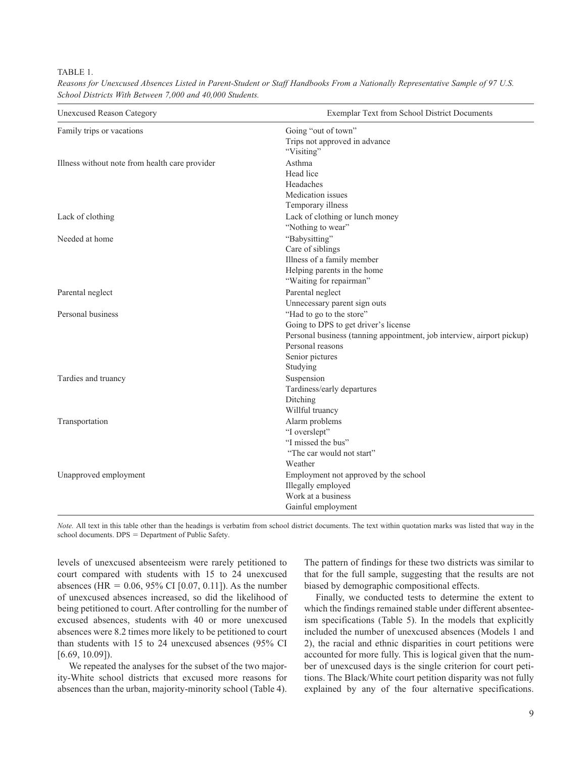TABLE 1.

*Reasons for Unexcused Absences Listed in Parent-Student or Staff Handbooks From a Nationally Representative Sample of 97 U.S. School Districts With Between 7,000 and 40,000 Students.*

| Unexcused Reason Category | Exemplar Text from School District Documents |
|---|---|
| Family trips or vacations | Going "out of town" |
| | Trips not approved in advance |
| | "Visiting" |
| Illness without note from health care provider | Asthma |
| | Head lice |
| | Headaches |
| | Medication issues |
| | Temporary illness |
| Lack of clothing | Lack of clothing or lunch money |
| | "Nothing to wear" |
| Needed at home | "Babysitting" |
| | Care of siblings |
| | Illness of a family member |
| | Helping parents in the home |
| | "Waiting for repairman" |
| Parental neglect | Parental neglect |
| | Unnecessary parent sign outs |
| Personal business | "Had to go to the store" |
| | Going to DPS to get driver's license |
| | Personal business (tanning appointment, job interview, airport pickup) |
| | Personal reasons |
| | Senior pictures |
| | Studying |
| Tardies and truancy | Suspension |
| | Tardiness/early departures |
| | Ditching |
| | Willful truancy |
| Transportation | Alarm problems |
| | "I overslept" |
| | "I missed the bus" |
| | "The car would not start" |
| | Weather |
| Unapproved employment | Employment not approved by the school |
| | Illegally employed |
| | Work at a business |
| | Gainful employment |

*Note.* All text in this table other than the headings is verbatim from school district documents. The text within quotation marks was listed that way in the school documents. DPS = Department of Public Safety.

levels of unexcused absenteeism were rarely petitioned to court compared with students with 15 to 24 unexcused absences (HR = 0.06, 95% CI [0.07, 0.11]). As the number of unexcused absences increased, so did the likelihood of being petitioned to court. After controlling for the number of excused absences, students with 40 or more unexcused absences were 8.2 times more likely to be petitioned to court than students with 15 to 24 unexcused absences (95% CI [6.69, 10.09]).

We repeated the analyses for the subset of the two majority-White school districts that excused more reasons for absences than the urban, majority-minority school (Table 4). The pattern of findings for these two districts was similar to that for the full sample, suggesting that the results are not biased by demographic compositional effects.

Finally, we conducted tests to determine the extent to which the findings remained stable under different absenteeism specifications (Table 5). In the models that explicitly included the number of unexcused absences (Models 1 and 2), the racial and ethnic disparities in court petitions were accounted for more fully. This is logical given that the number of unexcused days is the single criterion for court petitions. The Black/White court petition disparity was not fully explained by any of the four alternative specifications.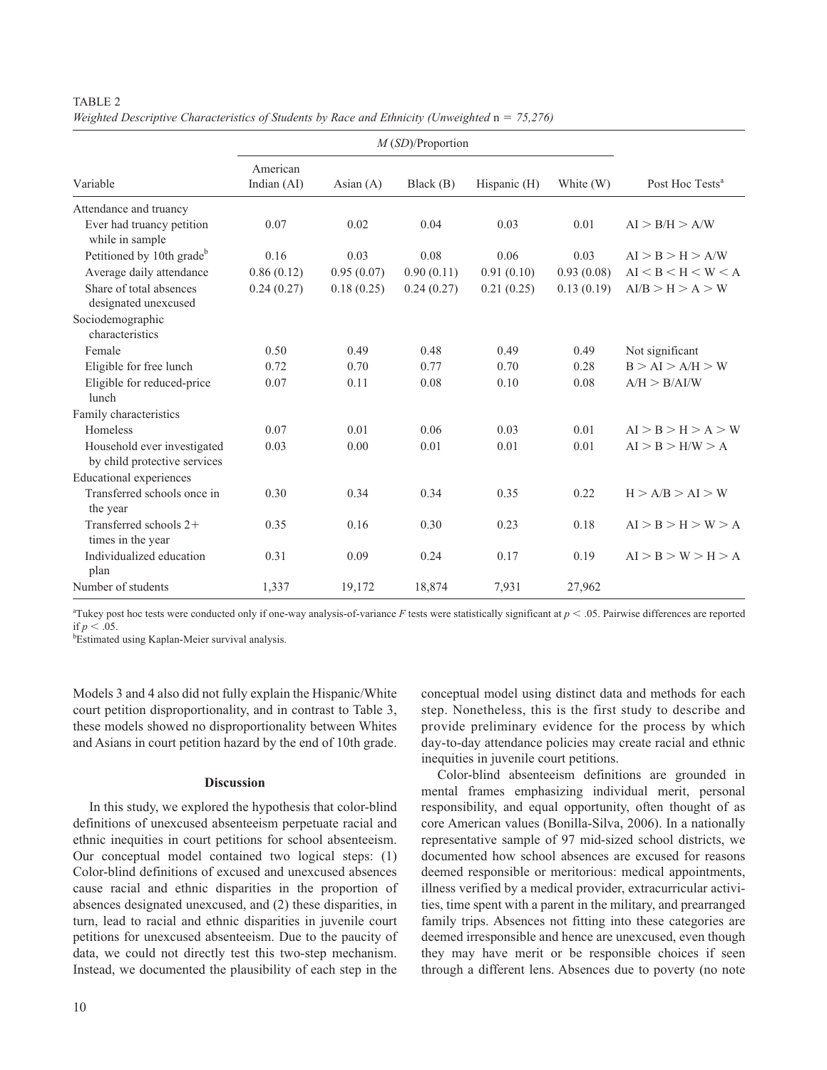TABLE 2
*Weighted Descriptive Characteristics of Students by Race and Ethnicity (Unweighted* n *= 75,276)*

| Variable | M (SD)/Proportion | | | | | Post Hoc Tests[a] |
|---|---|---|---|---|---|---|
| | American Indian (AI) | Asian (A) | Black (B) | Hispanic (H) | White (W) | |
| Attendance and truancy | | | | | | |
| Ever had truancy petition while in sample | 0.07 | 0.02 | 0.04 | 0.03 | 0.01 | AI > B/H > A/W |
| Petitioned by 10th grade[b] | 0.16 | 0.03 | 0.08 | 0.06 | 0.03 | AI > B > H > A/W |
| Average daily attendance | 0.86 (0.12) | 0.95 (0.07) | 0.90 (0.11) | 0.91 (0.10) | 0.93 (0.08) | AI < B < H < W < A |
| Share of total absences designated unexcused | 0.24 (0.27) | 0.18 (0.25) | 0.24 (0.27) | 0.21 (0.25) | 0.13 (0.19) | AI/B > H > A > W |
| Sociodemographic characteristics | | | | | | |
| Female | 0.50 | 0.49 | 0.48 | 0.49 | 0.49 | Not significant |
| Eligible for free lunch | 0.72 | 0.70 | 0.77 | 0.70 | 0.28 | B > AI > A/H > W |
| Eligible for reduced-price lunch | 0.07 | 0.11 | 0.08 | 0.10 | 0.08 | A/H > B/AI/W |
| Family characteristics | | | | | | |
| Homeless | 0.07 | 0.01 | 0.06 | 0.03 | 0.01 | AI > B > H > A > W |
| Household ever investigated by child protective services | 0.03 | 0.00 | 0.01 | 0.01 | 0.01 | AI > B > H/W > A |
| Educational experiences | | | | | | |
| Transferred schools once in the year | 0.30 | 0.34 | 0.34 | 0.35 | 0.22 | H > A/B > AI > W |
| Transferred schools 2+ times in the year | 0.35 | 0.16 | 0.30 | 0.23 | 0.18 | AI > B > H > W > A |
| Individualized education plan | 0.31 | 0.09 | 0.24 | 0.17 | 0.19 | AI > B > W > H > A |
| Number of students | 1,337 | 19,172 | 18,874 | 7,931 | 27,962 | |

[a]Tukey post hoc tests were conducted only if one-way analysis-of-variance *F* tests were statistically significant at $p < .05$. Pairwise differences are reported if $p < .05$.
[b]Estimated using Kaplan-Meier survival analysis.

Models 3 and 4 also did not fully explain the Hispanic/White court petition disproportionality, and in contrast to Table 3, these models showed no disproportionality between Whites and Asians in court petition hazard by the end of 10th grade.

## Discussion

In this study, we explored the hypothesis that color-blind definitions of unexcused absenteeism perpetuate racial and ethnic inequities in court petitions for school absenteeism. Our conceptual model contained two logical steps: (1) Color-blind definitions of excused and unexcused absences cause racial and ethnic disparities in the proportion of absences designated unexcused, and (2) these disparities, in turn, lead to racial and ethnic disparities in juvenile court petitions for unexcused absenteeism. Due to the paucity of data, we could not directly test this two-step mechanism. Instead, we documented the plausibility of each step in the conceptual model using distinct data and methods for each step. Nonetheless, this is the first study to describe and provide preliminary evidence for the process by which day-to-day attendance policies may create racial and ethnic inequities in juvenile court petitions.

Color-blind absenteeism definitions are grounded in mental frames emphasizing individual merit, personal responsibility, and equal opportunity, often thought of as core American values (Bonilla-Silva, 2006). In a nationally representative sample of 97 mid-sized school districts, we documented how school absences are excused for reasons deemed responsible or meritorious: medical appointments, illness verified by a medical provider, extracurricular activities, time spent with a parent in the military, and prearranged family trips. Absences not fitting into these categories are deemed irresponsible and hence are unexcused, even though they may have merit or be responsible choices if seen through a different lens. Absences due to poverty (no note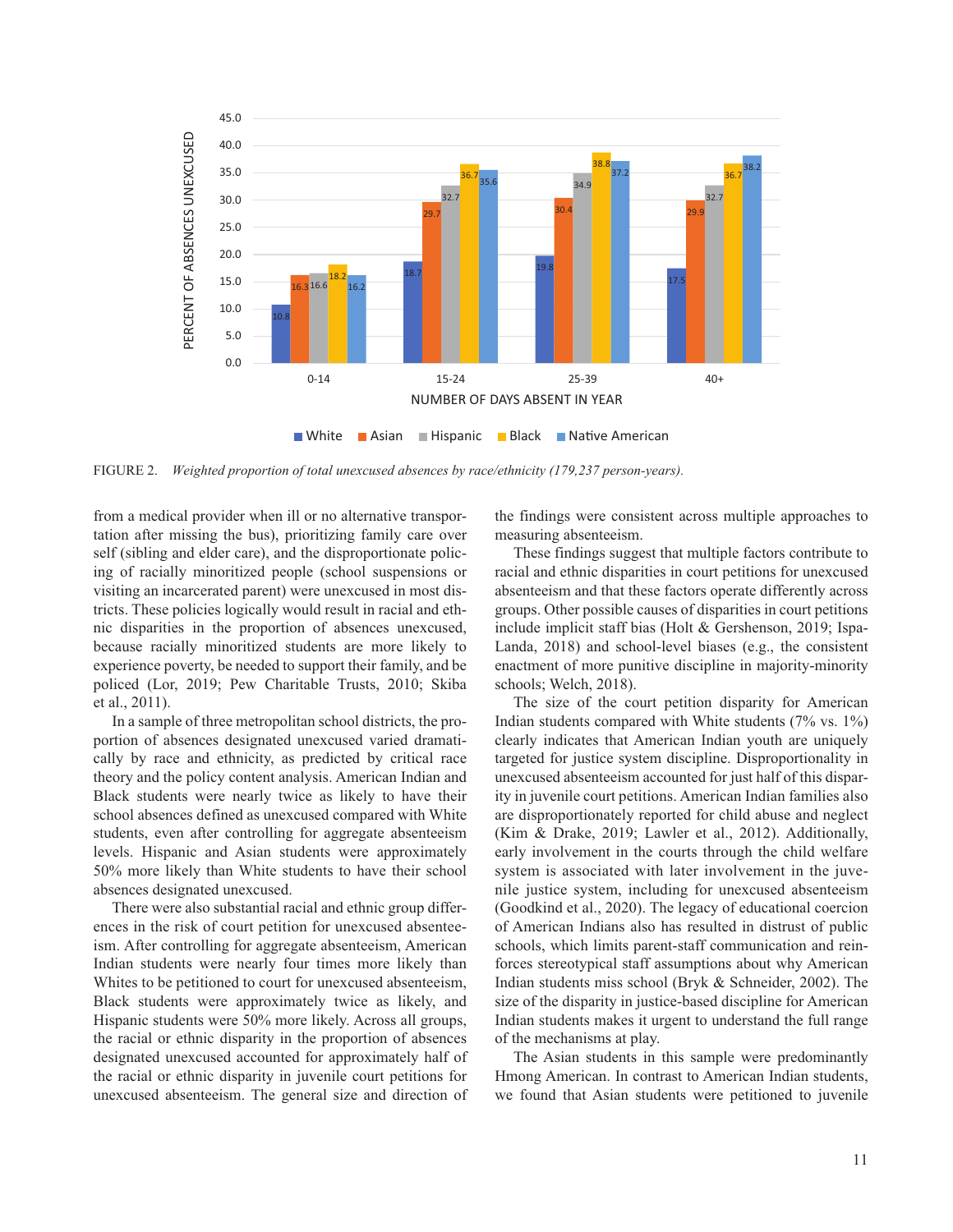| Number of days absent in year | White | Asian | Hispanic | Black | Native American |
|---|---|---|---|---|---|
| 0-14 | 10.8 | 16.3 | 16.6 | 18.2 | 16.2 |
| 15-24 | 18.7 | 29.7 | 32.7 | 36.7 | 35.6 |
| 25-39 | 19.8 | 30.4 | 34.9 | 38.8 | 37.2 |
| 40+ | 17.5 | 29.9 | 32.7 | 36.7 | 38.2 |

FIGURE 2. *Weighted proportion of total unexcused absences by race/ethnicity (179,237 person-years).*

from a medical provider when ill or no alternative transportation after missing the bus), prioritizing family care over self (sibling and elder care), and the disproportionate policing of racially minoritized people (school suspensions or visiting an incarcerated parent) were unexcused in most districts. These policies logically would result in racial and ethnic disparities in the proportion of absences unexcused, because racially minoritized students are more likely to experience poverty, be needed to support their family, and be policed (Lor, 2019; Pew Charitable Trusts, 2010; Skiba et al., 2011).

In a sample of three metropolitan school districts, the proportion of absences designated unexcused varied dramatically by race and ethnicity, as predicted by critical race theory and the policy content analysis. American Indian and Black students were nearly twice as likely to have their school absences defined as unexcused compared with White students, even after controlling for aggregate absenteeism levels. Hispanic and Asian students were approximately 50% more likely than White students to have their school absences designated unexcused.

There were also substantial racial and ethnic group differences in the risk of court petition for unexcused absenteeism. After controlling for aggregate absenteeism, American Indian students were nearly four times more likely than Whites to be petitioned to court for unexcused absenteeism, Black students were approximately twice as likely, and Hispanic students were 50% more likely. Across all groups, the racial or ethnic disparity in the proportion of absences designated unexcused accounted for approximately half of the racial or ethnic disparity in juvenile court petitions for unexcused absenteeism. The general size and direction of the findings were consistent across multiple approaches to measuring absenteeism.

These findings suggest that multiple factors contribute to racial and ethnic disparities in court petitions for unexcused absenteeism and that these factors operate differently across groups. Other possible causes of disparities in court petitions include implicit staff bias (Holt & Gershenson, 2019; Ispa-Landa, 2018) and school-level biases (e.g., the consistent enactment of more punitive discipline in majority-minority schools; Welch, 2018).

The size of the court petition disparity for American Indian students compared with White students (7% vs. 1%) clearly indicates that American Indian youth are uniquely targeted for justice system discipline. Disproportionality in unexcused absenteeism accounted for just half of this disparity in juvenile court petitions. American Indian families also are disproportionately reported for child abuse and neglect (Kim & Drake, 2019; Lawler et al., 2012). Additionally, early involvement in the courts through the child welfare system is associated with later involvement in the juvenile justice system, including for unexcused absenteeism (Goodkind et al., 2020). The legacy of educational coercion of American Indians also has resulted in distrust of public schools, which limits parent-staff communication and reinforces stereotypical staff assumptions about why American Indian students miss school (Bryk & Schneider, 2002). The size of the disparity in justice-based discipline for American Indian students makes it urgent to understand the full range of the mechanisms at play.

The Asian students in this sample were predominantly Hmong American. In contrast to American Indian students, we found that Asian students were petitioned to juvenile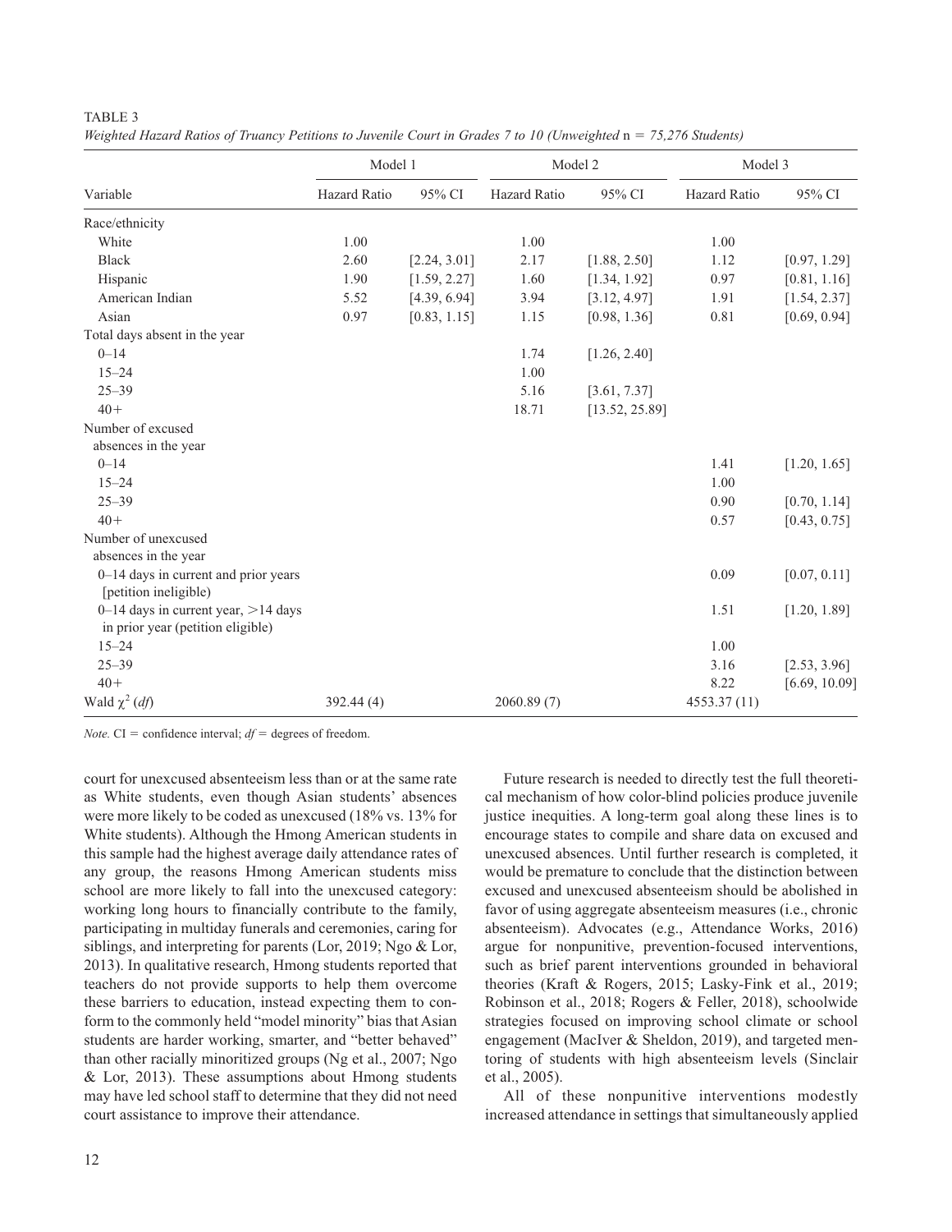TABLE 3

*Weighted Hazard Ratios of Truancy Petitions to Juvenile Court in Grades 7 to 10 (Unweighted* n = *75,276 Students)*

| Variable | Model 1 | | Model 2 | | Model 3 | |
|---|---|---|---|---|---|---|
| | Hazard Ratio | 95% CI | Hazard Ratio | 95% CI | Hazard Ratio | 95% CI |
| Race/ethnicity | | | | | | |
| White | 1.00 | | 1.00 | | 1.00 | |
| Black | 2.60 | [2.24, 3.01] | 2.17 | [1.88, 2.50] | 1.12 | [0.97, 1.29] |
| Hispanic | 1.90 | [1.59, 2.27] | 1.60 | [1.34, 1.92] | 0.97 | [0.81, 1.16] |
| American Indian | 5.52 | [4.39, 6.94] | 3.94 | [3.12, 4.97] | 1.91 | [1.54, 2.37] |
| Asian | 0.97 | [0.83, 1.15] | 1.15 | [0.98, 1.36] | 0.81 | [0.69, 0.94] |
| Total days absent in the year | | | | | | |
| 0–14 | | | 1.74 | [1.26, 2.40] | | |
| 15–24 | | | 1.00 | | | |
| 25–39 | | | 5.16 | [3.61, 7.37] | | |
| 40+ | | | 18.71 | [13.52, 25.89] | | |
| Number of excused absences in the year | | | | | | |
| 0–14 | | | | | 1.41 | [1.20, 1.65] |
| 15–24 | | | | | 1.00 | |
| 25–39 | | | | | 0.90 | [0.70, 1.14] |
| 40+ | | | | | 0.57 | [0.43, 0.75] |
| Number of unexcused absences in the year | | | | | | |
| 0–14 days in current and prior years [petition ineligible) | | | | | 0.09 | [0.07, 0.11] |
| 0–14 days in current year, >14 days in prior year (petition eligible) | | | | | 1.51 | [1.20, 1.89] |
| 15–24 | | | | | 1.00 | |
| 25–39 | | | | | 3.16 | [2.53, 3.96] |
| 40+ | | | | | 8.22 | [6.69, 10.09] |
| Wald $\chi^2$ (*df*) | 392.44 (4) | | 2060.89 (7) | | 4553.37 (11) | |

*Note.* CI = confidence interval; *df* = degrees of freedom.

court for unexcused absenteeism less than or at the same rate as White students, even though Asian students' absences were more likely to be coded as unexcused (18% vs. 13% for White students). Although the Hmong American students in this sample had the highest average daily attendance rates of any group, the reasons Hmong American students miss school are more likely to fall into the unexcused category: working long hours to financially contribute to the family, participating in multiday funerals and ceremonies, caring for siblings, and interpreting for parents (Lor, 2019; Ngo & Lor, 2013). In qualitative research, Hmong students reported that teachers do not provide supports to help them overcome these barriers to education, instead expecting them to conform to the commonly held "model minority" bias that Asian students are harder working, smarter, and "better behaved" than other racially minoritized groups (Ng et al., 2007; Ngo & Lor, 2013). These assumptions about Hmong students may have led school staff to determine that they did not need court assistance to improve their attendance.

Future research is needed to directly test the full theoretical mechanism of how color-blind policies produce juvenile justice inequities. A long-term goal along these lines is to encourage states to compile and share data on excused and unexcused absences. Until further research is completed, it would be premature to conclude that the distinction between excused and unexcused absenteeism should be abolished in favor of using aggregate absenteeism measures (i.e., chronic absenteeism). Advocates (e.g., Attendance Works, 2016) argue for nonpunitive, prevention-focused interventions, such as brief parent interventions grounded in behavioral theories (Kraft & Rogers, 2015; Lasky-Fink et al., 2019; Robinson et al., 2018; Rogers & Feller, 2018), schoolwide strategies focused on improving school climate or school engagement (MacIver & Sheldon, 2019), and targeted mentoring of students with high absenteeism levels (Sinclair et al., 2005).

All of these nonpunitive interventions modestly increased attendance in settings that simultaneously applied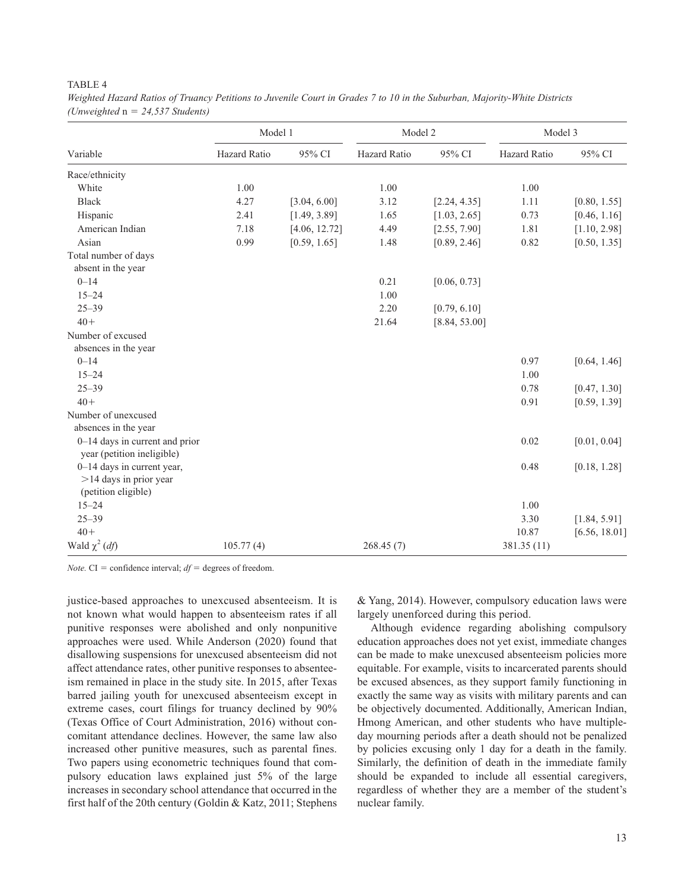TABLE 4

*Weighted Hazard Ratios of Truancy Petitions to Juvenile Court in Grades 7 to 10 in the Suburban, Majority-White Districts (Unweighted* n *= 24,537 Students)*

| Variable | Model 1 | | Model 2 | | Model 3 | |
|---|---|---|---|---|---|---|
| | Hazard Ratio | 95% CI | Hazard Ratio | 95% CI | Hazard Ratio | 95% CI |
| Race/ethnicity | | | | | | |
| White | 1.00 | | 1.00 | | 1.00 | |
| Black | 4.27 | [3.04, 6.00] | 3.12 | [2.24, 4.35] | 1.11 | [0.80, 1.55] |
| Hispanic | 2.41 | [1.49, 3.89] | 1.65 | [1.03, 2.65] | 0.73 | [0.46, 1.16] |
| American Indian | 7.18 | [4.06, 12.72] | 4.49 | [2.55, 7.90] | 1.81 | [1.10, 2.98] |
| Asian | 0.99 | [0.59, 1.65] | 1.48 | [0.89, 2.46] | 0.82 | [0.50, 1.35] |
| Total number of days absent in the year | | | | | | |
| 0–14 | | | 0.21 | [0.06, 0.73] | | |
| 15–24 | | | 1.00 | | | |
| 25–39 | | | 2.20 | [0.79, 6.10] | | |
| 40+ | | | 21.64 | [8.84, 53.00] | | |
| Number of excused absences in the year | | | | | | |
| 0–14 | | | | | 0.97 | [0.64, 1.46] |
| 15–24 | | | | | 1.00 | |
| 25–39 | | | | | 0.78 | [0.47, 1.30] |
| 40+ | | | | | 0.91 | [0.59, 1.39] |
| Number of unexcused absences in the year | | | | | | |
| 0–14 days in current and prior year (petition ineligible) | | | | | 0.02 | [0.01, 0.04] |
| 0–14 days in current year, >14 days in prior year (petition eligible) | | | | | 0.48 | [0.18, 1.28] |
| 15–24 | | | | | 1.00 | |
| 25–39 | | | | | 3.30 | [1.84, 5.91] |
| 40+ | | | | | 10.87 | [6.56, 18.01] |
| Wald $\chi^2$ (*df*) | 105.77 (4) | | 268.45 (7) | | 381.35 (11) | |

*Note.* CI = confidence interval; *df* = degrees of freedom.

justice-based approaches to unexcused absenteeism. It is not known what would happen to absenteeism rates if all punitive responses were abolished and only nonpunitive approaches were used. While Anderson (2020) found that disallowing suspensions for unexcused absenteeism did not affect attendance rates, other punitive responses to absenteeism remained in place in the study site. In 2015, after Texas barred jailing youth for unexcused absenteeism except in extreme cases, court filings for truancy declined by 90% (Texas Office of Court Administration, 2016) without concomitant attendance declines. However, the same law also increased other punitive measures, such as parental fines. Two papers using econometric techniques found that compulsory education laws explained just 5% of the large increases in secondary school attendance that occurred in the first half of the 20th century (Goldin & Katz, 2011; Stephens & Yang, 2014). However, compulsory education laws were largely unenforced during this period.

Although evidence regarding abolishing compulsory education approaches does not yet exist, immediate changes can be made to make unexcused absenteeism policies more equitable. For example, visits to incarcerated parents should be excused absences, as they support family functioning in exactly the same way as visits with military parents and can be objectively documented. Additionally, American Indian, Hmong American, and other students who have multiple-day mourning periods after a death should not be penalized by policies excusing only 1 day for a death in the family. Similarly, the definition of death in the immediate family should be expanded to include all essential caregivers, regardless of whether they are a member of the student's nuclear family.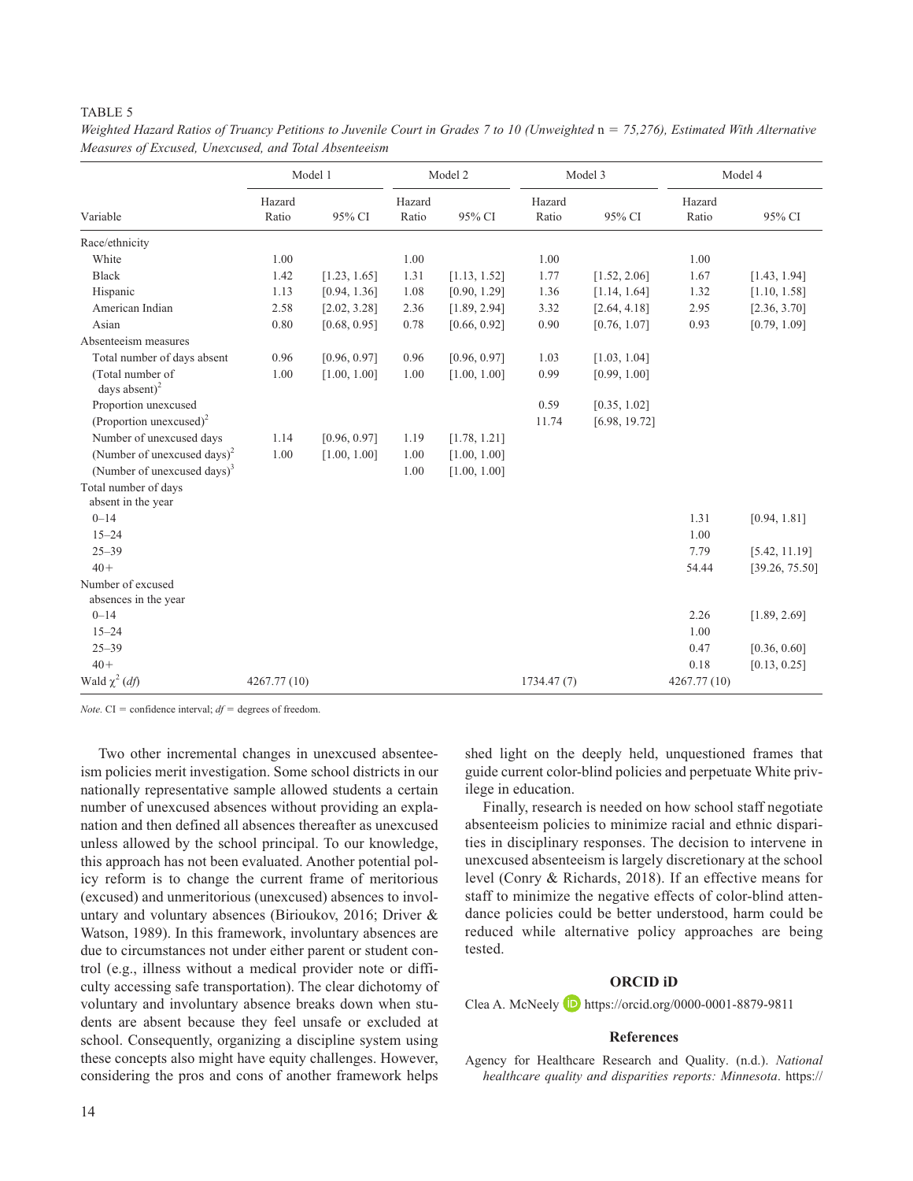TABLE 5

*Weighted Hazard Ratios of Truancy Petitions to Juvenile Court in Grades 7 to 10 (Unweighted* n *= 75,276), Estimated With Alternative Measures of Excused, Unexcused, and Total Absenteeism*

| | Model 1 | | Model 2 | | Model 3 | | Model 4 | |
|---|---|---|---|---|---|---|---|---|
| Variable | Hazard Ratio | 95% CI | Hazard Ratio | 95% CI | Hazard Ratio | 95% CI | Hazard Ratio | 95% CI |
| Race/ethnicity | | | | | | | | |
| White | 1.00 | | 1.00 | | 1.00 | | 1.00 | |
| Black | 1.42 | [1.23, 1.65] | 1.31 | [1.13, 1.52] | 1.77 | [1.52, 2.06] | 1.67 | [1.43, 1.94] |
| Hispanic | 1.13 | [0.94, 1.36] | 1.08 | [0.90, 1.29] | 1.36 | [1.14, 1.64] | 1.32 | [1.10, 1.58] |
| American Indian | 2.58 | [2.02, 3.28] | 2.36 | [1.89, 2.94] | 3.32 | [2.64, 4.18] | 2.95 | [2.36, 3.70] |
| Asian | 0.80 | [0.68, 0.95] | 0.78 | [0.66, 0.92] | 0.90 | [0.76, 1.07] | 0.93 | [0.79, 1.09] |
| Absenteeism measures | | | | | | | | |
| Total number of days absent | 0.96 | [0.96, 0.97] | 0.96 | [0.96, 0.97] | 1.03 | [1.03, 1.04] | | |
| (Total number of days absent)$^2$ | 1.00 | [1.00, 1.00] | 1.00 | [1.00, 1.00] | 0.99 | [0.99, 1.00] | | |
| Proportion unexcused | | | | | 0.59 | [0.35, 1.02] | | |
| (Proportion unexcused)$^2$ | | | | | 11.74 | [6.98, 19.72] | | |
| Number of unexcused days | 1.14 | [0.96, 0.97] | 1.19 | [1.78, 1.21] | | | | |
| (Number of unexcused days)$^2$ | 1.00 | [1.00, 1.00] | 1.00 | [1.00, 1.00] | | | | |
| (Number of unexcused days)$^3$ | | | 1.00 | [1.00, 1.00] | | | | |
| Total number of days absent in the year | | | | | | | | |
| 0–14 | | | | | | | 1.31 | [0.94, 1.81] |
| 15–24 | | | | | | | 1.00 | |
| 25–39 | | | | | | | 7.79 | [5.42, 11.19] |
| 40+ | | | | | | | 54.44 | [39.26, 75.50] |
| Number of excused absences in the year | | | | | | | | |
| 0–14 | | | | | | | 2.26 | [1.89, 2.69] |
| 15–24 | | | | | | | 1.00 | |
| 25–39 | | | | | | | 0.47 | [0.36, 0.60] |
| 40+ | | | | | | | 0.18 | [0.13, 0.25] |
| Wald $\chi^2$ (*df*) | 4267.77 (10) | | | | 1734.47 (7) | | 4267.77 (10) | |

*Note.* CI = confidence interval; *df* = degrees of freedom.

Two other incremental changes in unexcused absenteeism policies merit investigation. Some school districts in our nationally representative sample allowed students a certain number of unexcused absences without providing an explanation and then defined all absences thereafter as unexcused unless allowed by the school principal. To our knowledge, this approach has not been evaluated. Another potential policy reform is to change the current frame of meritorious (excused) and unmeritorious (unexcused) absences to involuntary and voluntary absences (Birioukov, 2016; Driver & Watson, 1989). In this framework, involuntary absences are due to circumstances not under either parent or student control (e.g., illness without a medical provider note or difficulty accessing safe transportation). The clear dichotomy of voluntary and involuntary absence breaks down when students are absent because they feel unsafe or excluded at school. Consequently, organizing a discipline system using these concepts also might have equity challenges. However, considering the pros and cons of another framework helps shed light on the deeply held, unquestioned frames that guide current color-blind policies and perpetuate White privilege in education.

Finally, research is needed on how school staff negotiate absenteeism policies to minimize racial and ethnic disparities in disciplinary responses. The decision to intervene in unexcused absenteeism is largely discretionary at the school level (Conry & Richards, 2018). If an effective means for staff to minimize the negative effects of color-blind attendance policies could be better understood, harm could be reduced while alternative policy approaches are being tested.

### ORCID iD

Clea A. McNeely https://orcid.org/0000-0001-8879-9811

### References

Agency for Healthcare Research and Quality. (n.d.). *National healthcare quality and disparities reports: Minnesota*. https://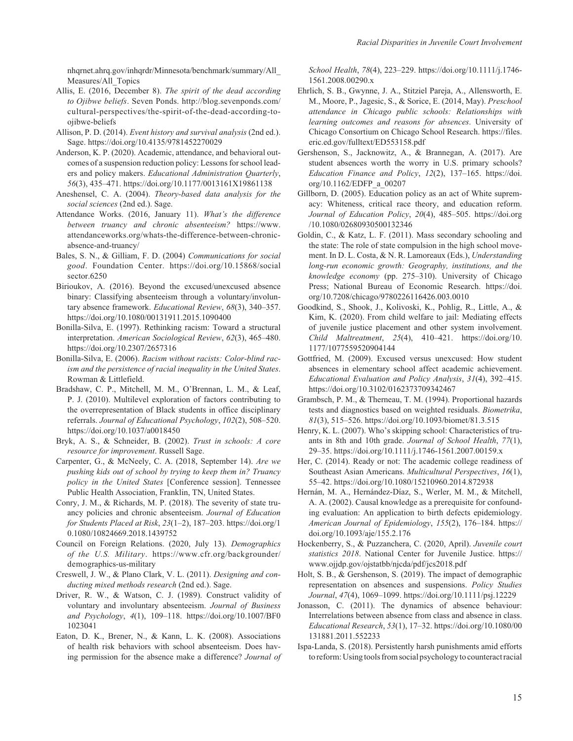nhqrnet.ahrq.gov/inhqrdr/Minnesota/benchmark/summary/All_Measures/All_Topics

Allis, E. (2016, December 8). *The spirit of the dead according to Ojibwe beliefs*. Seven Ponds. http://blog.sevenponds.com/cultural-perspectives/the-spirit-of-the-dead-according-to-ojibwe-beliefs

Allison, P. D. (2014). *Event history and survival analysis* (2nd ed.). Sage. https://doi.org/10.4135/9781452270029

Anderson, K. P. (2020). Academic, attendance, and behavioral outcomes of a suspension reduction policy: Lessons for school leaders and policy makers. *Educational Administration Quarterly*, *56*(3), 435–471. https://doi.org/10.1177/0013161X19861138

Aneshensel, C. A. (2004). *Theory-based data analysis for the social sciences* (2nd ed.). Sage.

Attendance Works. (2016, January 11). *What's the difference between truancy and chronic absenteeism?* https://www.attendanceworks.org/whats-the-difference-between-chronic-absence-and-truancy/

Bales, S. N., & Gilliam, F. D. (2004) *Communications for social good*. Foundation Center. https://doi.org/10.15868/socialsector.6250

Birioukov, A. (2016). Beyond the excused/unexcused absence binary: Classifying absenteeism through a voluntary/involuntary absence framework. *Educational Review*, *68*(3), 340–357. https://doi.org/10.1080/00131911.2015.1090400

Bonilla-Silva, E. (1997). Rethinking racism: Toward a structural interpretation. *American Sociological Review*, *62*(3), 465–480. https://doi.org/10.2307/2657316

Bonilla-Silva, E. (2006). *Racism without racists: Color-blind racism and the persistence of racial inequality in the United States*. Rowman & Littlefield.

Bradshaw, C. P., Mitchell, M. M., O'Brennan, L. M., & Leaf, P. J. (2010). Multilevel exploration of factors contributing to the overrepresentation of Black students in office disciplinary referrals. *Journal of Educational Psychology*, *102*(2), 508–520. https://doi.org/10.1037/a0018450

Bryk, A. S., & Schneider, B. (2002). *Trust in schools: A core resource for improvement*. Russell Sage.

Carpenter, G., & McNeely, C. A. (2018, September 14). *Are we pushing kids out of school by trying to keep them in? Truancy policy in the United States* [Conference session]. Tennessee Public Health Association, Franklin, TN, United States.

Conry, J. M., & Richards, M. P. (2018). The severity of state truancy policies and chronic absenteeism. *Journal of Education for Students Placed at Risk*, *23*(1–2), 187–203. https://doi.org/10.1080/10824669.2018.1439752

Council on Foreign Relations. (2020, July 13). *Demographics of the U.S. Military*. https://www.cfr.org/backgrounder/demographics-us-military

Creswell, J. W., & Plano Clark, V. L. (2011). *Designing and conducting mixed methods research* (2nd ed.). Sage.

Driver, R. W., & Watson, C. J. (1989). Construct validity of voluntary and involuntary absenteeism. *Journal of Business and Psychology*, *4*(1), 109–118. https://doi.org/10.1007/BF01023041

Eaton, D. K., Brener, N., & Kann, L. K. (2008). Associations of health risk behaviors with school absenteeism. Does having permission for the absence make a difference? *Journal of School Health*, *78*(4), 223–229. https://doi.org/10.1111/j.1746-1561.2008.00290.x

Ehrlich, S. B., Gwynne, J. A., Stitziel Pareja, A., Allensworth, E. M., Moore, P., Jagesic, S., & Sorice, E. (2014, May). *Preschool attendance in Chicago public schools: Relationships with learning outcomes and reasons for absences*. University of Chicago Consortium on Chicago School Research. https://files.eric.ed.gov/fulltext/ED553158.pdf

Gershenson, S., Jacknowitz, A., & Brannegan, A. (2017). Are student absences worth the worry in U.S. primary schools? *Education Finance and Policy*, *12*(2), 137–165. https://doi.org/10.1162/EDFP_a_00207

Gillborn, D. (2005). Education policy as an act of White supremacy: Whiteness, critical race theory, and education reform. *Journal of Education Policy*, *20*(4), 485–505. https://doi.org/10.1080/02680930500132346

Goldin, C., & Katz, L. F. (2011). Mass secondary schooling and the state: The role of state compulsion in the high school movement. In D. L. Costa, & N. R. Lamoreaux (Eds.), *Understanding long-run economic growth: Geography, institutions, and the knowledge economy* (pp. 275–310). University of Chicago Press; National Bureau of Economic Research. https://doi.org/10.7208/chicago/9780226116426.003.0010

Goodkind, S., Shook, J., Kolivoski, K., Pohlig, R., Little, A., & Kim, K. (2020). From child welfare to jail: Mediating effects of juvenile justice placement and other system involvement. *Child Maltreatment*, *25*(4), 410–421. https://doi.org/10.1177/1077559520904144

Gottfried, M. (2009). Excused versus unexcused: How student absences in elementary school affect academic achievement. *Educational Evaluation and Policy Analysis*, *31*(4), 392–415. https://doi.org/10.3102/0162373709342467

Grambsch, P. M., & Therneau, T. M. (1994). Proportional hazards tests and diagnostics based on weighted residuals. *Biometrika*, *81*(3), 515–526. https://doi.org/10.1093/biomet/81.3.515

Henry, K. L. (2007). Who's skipping school: Characteristics of truants in 8th and 10th grade. *Journal of School Health*, *77*(1), 29–35. https://doi.org/10.1111/j.1746-1561.2007.00159.x

Her, C. (2014). Ready or not: The academic college readiness of Southeast Asian Americans. *Multicultural Perspectives*, *16*(1), 55–42. https://doi.org/10.1080/15210960.2014.872938

Hernán, M. A., Hernández-Díaz, S., Werler, M. M., & Mitchell, A. A. (2002). Causal knowledge as a prerequisite for confounding evaluation: An application to birth defects epidemiology. *American Journal of Epidemiology*, *155*(2), 176–184. https://doi.org/10.1093/aje/155.2.176

Hockenberry, S., & Puzzanchera, C. (2020, April). *Juvenile court statistics 2018*. National Center for Juvenile Justice. https://www.ojjdp.gov/ojstatbb/njcda/pdf/jcs2018.pdf

Holt, S. B., & Gershenson, S. (2019). The impact of demographic representation on absences and suspensions. *Policy Studies Journal*, *47*(4), 1069–1099. https://doi.org/10.1111/psj.12229

Jonasson, C. (2011). The dynamics of absence behaviour: Interrelations between absence from class and absence in class. *Educational Research*, *53*(1), 17–32. https://doi.org/10.1080/00131881.2011.552233

Ispa-Landa, S. (2018). Persistently harsh punishments amid efforts to reform: Using tools from social psychology to counteract racial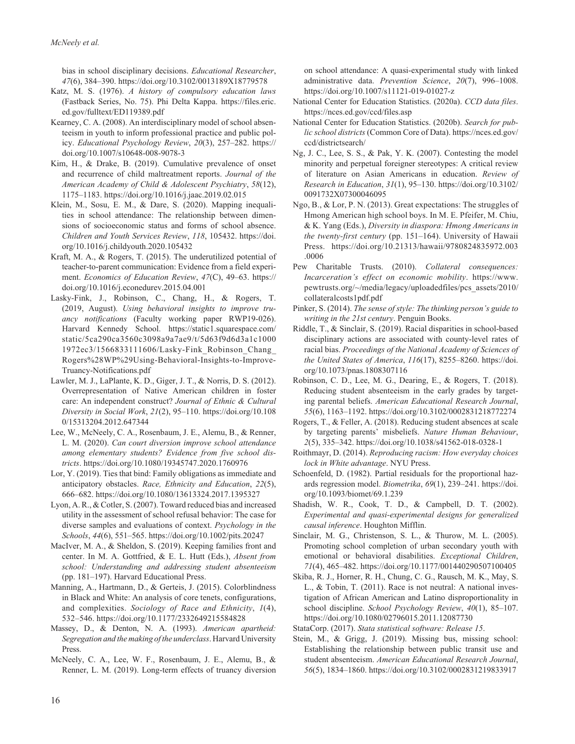bias in school disciplinary decisions. *Educational Researcher*, *47*(6), 384–390. https://doi.org/10.3102/0013189X18779578

Katz, M. S. (1976). *A history of compulsory education laws* (Fastback Series, No. 75). Phi Delta Kappa. https://files.eric.ed.gov/fulltext/ED119389.pdf

Kearney, C. A. (2008). An interdisciplinary model of school absenteeism in youth to inform professional practice and public policy. *Educational Psychology Review*, *20*(3), 257–282. https://doi.org/10.1007/s10648-008-9078-3

Kim, H., & Drake, B. (2019). Cumulative prevalence of onset and recurrence of child maltreatment reports. *Journal of the American Academy of Child & Adolescent Psychiatry*, *58*(12), 1175–1183. https://doi.org/10.1016/j.jaac.2019.02.015

Klein, M., Sosu, E. M., & Dare, S. (2020). Mapping inequalities in school attendance: The relationship between dimensions of socioeconomic status and forms of school absence. *Children and Youth Services Review*, *118*, 105432. https://doi.org/10.1016/j.childyouth.2020.105432

Kraft, M. A., & Rogers, T. (2015). The underutilized potential of teacher-to-parent communication: Evidence from a field experiment. *Economics of Education Review*, *47*(C), 49–63. https://doi.org/10.1016/j.econedurev.2015.04.001

Lasky-Fink, J., Robinson, C., Chang, H., & Rogers, T. (2019, August). *Using behavioral insights to improve truancy notifications* (Faculty working paper RWP19-026). Harvard Kennedy School. https://static1.squarespace.com/static/5ca290ca3560c3098a9a7ae9/t/5d63f9d6d3a1c10001972ec3/1566833111606/Lasky-Fink_Robinson_Chang_Rogers%28WP%29Using-Behavioral-Insights-to-Improve-Truancy-Notifications.pdf

Lawler, M. J., LaPlante, K. D., Giger, J. T., & Norris, D. S. (2012). Overrepresentation of Native American children in foster care: An independent construct? *Journal of Ethnic & Cultural Diversity in Social Work*, *21*(2), 95–110. https://doi.org/10.1080/15313204.2012.647344

Lee, W., McNeely, C. A., Rosenbaum, J. E., Alemu, B., & Renner, L. M. (2020). *Can court diversion improve school attendance among elementary students? Evidence from five school districts*. https://doi.org/10.1080/19345747.2020.1760976

Lor, Y. (2019). Ties that bind: Family obligations as immediate and anticipatory obstacles. *Race, Ethnicity and Education*, *22*(5), 666–682. https://doi.org/10.1080/13613324.2017.1395327

Lyon, A. R., & Cotler, S. (2007). Toward reduced bias and increased utility in the assessment of school refusal behavior: The case for diverse samples and evaluations of context. *Psychology in the Schools*, *44*(6), 551–565. https://doi.org/10.1002/pits.20247

MacIver, M. A., & Sheldon, S. (2019). Keeping families front and center. In M. A. Gottfried, & E. L. Hutt (Eds.), *Absent from school: Understanding and addressing student absenteeism* (pp. 181–197). Harvard Educational Press.

Manning, A., Hartmann, D., & Gerteis, J. (2015). Colorblindness in Black and White: An analysis of core tenets, configurations, and complexities. *Sociology of Race and Ethnicity*, *1*(4), 532–546. https://doi.org/10.1177/2332649215584828

Massey, D., & Denton, N. A. (1993). *American apartheid: Segregation and the making of the underclass*. Harvard University Press.

McNeely, C. A., Lee, W. F., Rosenbaum, J. E., Alemu, B., & Renner, L. M. (2019). Long-term effects of truancy diversion on school attendance: A quasi-experimental study with linked administrative data. *Prevention Science*, *20*(7), 996–1008. https://doi.org/10.1007/s11121-019-01027-z

National Center for Education Statistics. (2020a). *CCD data files*. https://nces.ed.gov/ccd/files.asp

National Center for Education Statistics. (2020b). *Search for public school districts* (Common Core of Data). https://nces.ed.gov/ccd/districtsearch/

Ng, J. C., Lee, S. S., & Pak, Y. K. (2007). Contesting the model minority and perpetual foreigner stereotypes: A critical review of literature on Asian Americans in education. *Review of Research in Education*, *31*(1), 95–130. https://doi.org/10.3102/0091732X07300046095

Ngo, B., & Lor, P. N. (2013). Great expectations: The struggles of Hmong American high school boys. In M. E. Pfeifer, M. Chiu, & K. Yang (Eds.), *Diversity in diaspora: Hmong Americans in the twenty-first century* (pp. 151–164). University of Hawaii Press. https://doi.org/10.21313/hawaii/9780824835972.003.0006

Pew Charitable Trusts. (2010). *Collateral consequences: Incarceration's effect on economic mobility*. https://www.pewtrusts.org/~/media/legacy/uploadedfiles/pcs_assets/2010/collateralcosts1pdf.pdf

Pinker, S. (2014). *The sense of style: The thinking person's guide to writing in the 21st century*. Penguin Books.

Riddle, T., & Sinclair, S. (2019). Racial disparities in school-based disciplinary actions are associated with county-level rates of racial bias. *Proceedings of the National Academy of Sciences of the United States of America*, *116*(17), 8255–8260. https://doi.org/10.1073/pnas.1808307116

Robinson, C. D., Lee, M. G., Dearing, E., & Rogers, T. (2018). Reducing student absenteeism in the early grades by targeting parental beliefs. *American Educational Research Journal*, *55*(6), 1163–1192. https://doi.org/10.3102/0002831218772274

Rogers, T., & Feller, A. (2018). Reducing student absences at scale by targeting parents' misbeliefs. *Nature Human Behaviour*, *2*(5), 335–342. https://doi.org/10.1038/s41562-018-0328-1

Roithmayr, D. (2014). *Reproducing racism: How everyday choices lock in White advantage*. NYU Press.

Schoenfeld, D. (1982). Partial residuals for the proportional hazards regression model. *Biometrika*, *69*(1), 239–241. https://doi.org/10.1093/biomet/69.1.239

Shadish, W. R., Cook, T. D., & Campbell, D. T. (2002). *Experimental and quasi-experimental designs for generalized causal inference*. Houghton Mifflin.

Sinclair, M. G., Christenson, S. L., & Thurow, M. L. (2005). Promoting school completion of urban secondary youth with emotional or behavioral disabilities. *Exceptional Children*, *71*(4), 465–482. https://doi.org/10.1177/001440290507100405

Skiba, R. J., Horner, R. H., Chung, C. G., Rausch, M. K., May, S. L., & Tobin, T. (2011). Race is not neutral: A national investigation of African American and Latino disproportionality in school discipline. *School Psychology Review*, *40*(1), 85–107. https://doi.org/10.1080/02796015.2011.12087730

StataCorp. (2017). *Stata statistical software: Release 15*.

Stein, M., & Grigg, J. (2019). Missing bus, missing school: Establishing the relationship between public transit use and student absenteeism. *American Educational Research Journal*, *56*(5), 1834–1860. https://doi.org/10.3102/0002831219833917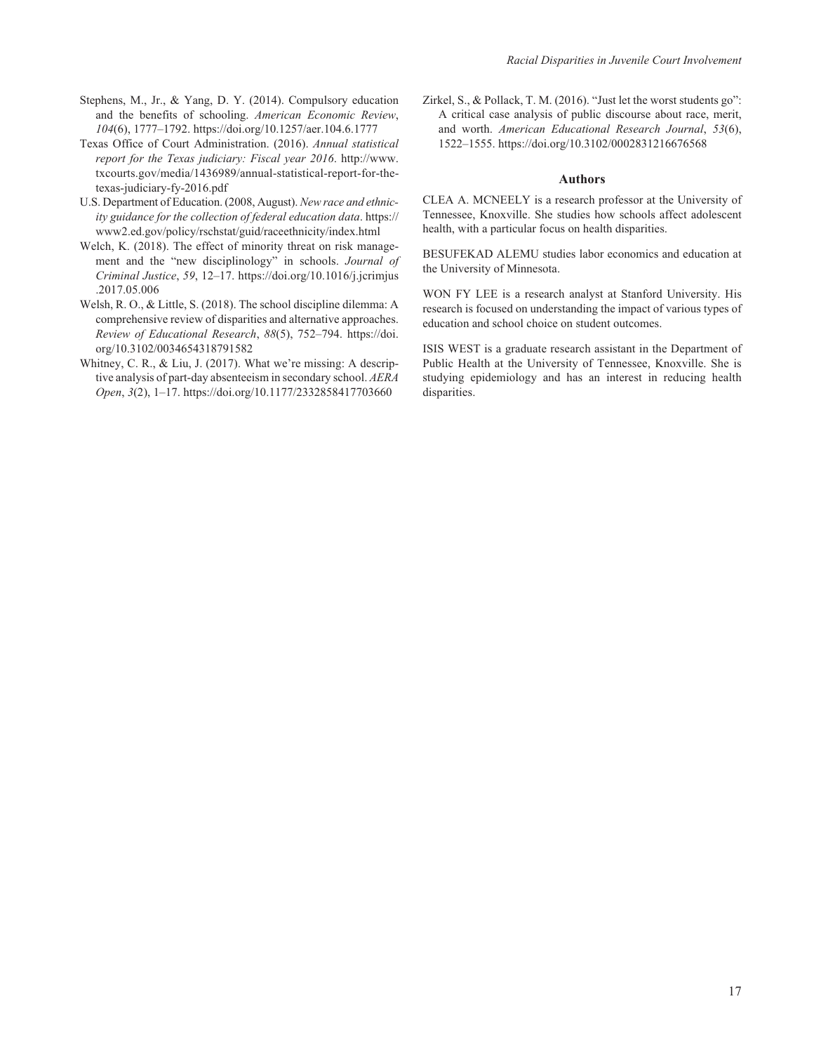Stephens, M., Jr., & Yang, D. Y. (2014). Compulsory education and the benefits of schooling. *American Economic Review*, *104*(6), 1777–1792. https://doi.org/10.1257/aer.104.6.1777

Texas Office of Court Administration. (2016). *Annual statistical report for the Texas judiciary: Fiscal year 2016*. http://www.txcourts.gov/media/1436989/annual-statistical-report-for-the-texas-judiciary-fy-2016.pdf

U.S. Department of Education. (2008, August). *New race and ethnicity guidance for the collection of federal education data*. https://www2.ed.gov/policy/rschstat/guid/raceethnicity/index.html

Welch, K. (2018). The effect of minority threat on risk management and the "new disciplinology" in schools. *Journal of Criminal Justice*, *59*, 12–17. https://doi.org/10.1016/j.jcrimjus.2017.05.006

Welsh, R. O., & Little, S. (2018). The school discipline dilemma: A comprehensive review of disparities and alternative approaches. *Review of Educational Research*, *88*(5), 752–794. https://doi.org/10.3102/0034654318791582

Whitney, C. R., & Liu, J. (2017). What we're missing: A descriptive analysis of part-day absenteeism in secondary school. *AERA Open*, *3*(2), 1–17. https://doi.org/10.1177/2332858417703660

Zirkel, S., & Pollack, T. M. (2016). "Just let the worst students go": A critical case analysis of public discourse about race, merit, and worth. *American Educational Research Journal*, *53*(6), 1522–1555. https://doi.org/10.3102/0002831216676568

## Authors

CLEA A. MCNEELY is a research professor at the University of Tennessee, Knoxville. She studies how schools affect adolescent health, with a particular focus on health disparities.

BESUFEKAD ALEMU studies labor economics and education at the University of Minnesota.

WON FY LEE is a research analyst at Stanford University. His research is focused on understanding the impact of various types of education and school choice on student outcomes.

ISIS WEST is a graduate research assistant in the Department of Public Health at the University of Tennessee, Knoxville. She is studying epidemiology and has an interest in reducing health disparities.